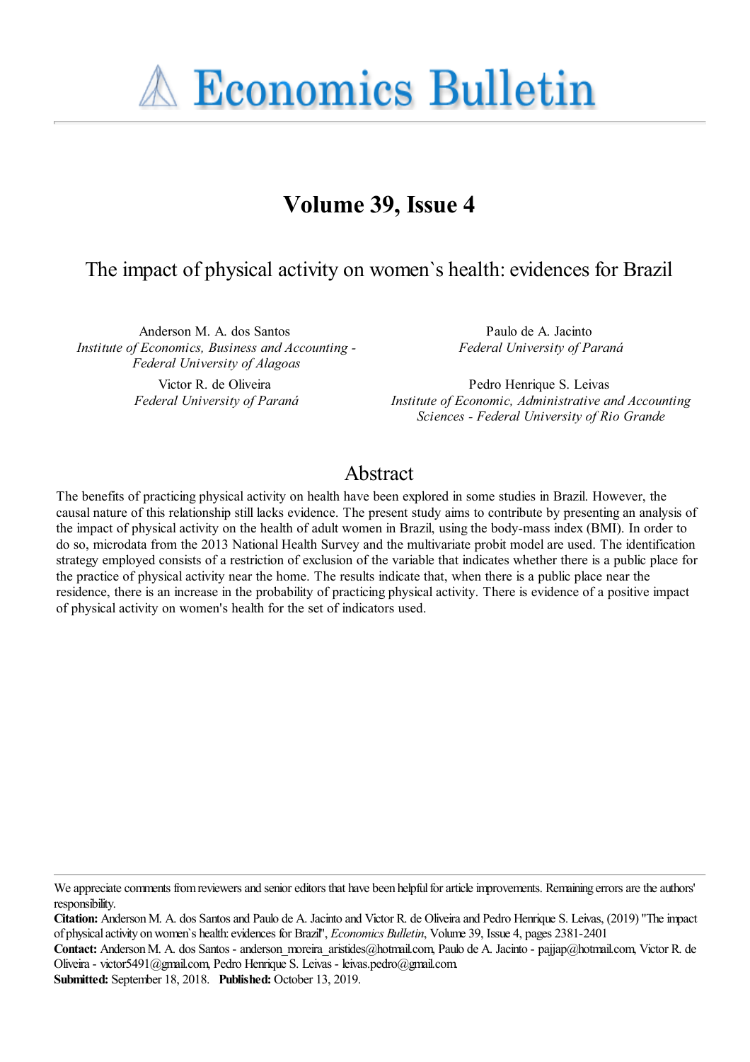# Economics Bulletin

## Volume 39, Issue 4

### The impact of physical activity on women`s health: evidences for Brazil

Anderson M. A. dos Santos
*Institute of Economics, Business and Accounting - Federal University of Alagoas*

Paulo de A. Jacinto
*Federal University of Paraná*

Victor R. de Oliveira
*Federal University of Paraná*

Pedro Henrique S. Leivas
*Institute of Economic, Administrative and Accounting Sciences - Federal University of Rio Grande*

## Abstract

The benefits of practicing physical activity on health have been explored in some studies in Brazil. However, the causal nature of this relationship still lacks evidence. The present study aims to contribute by presenting an analysis of the impact of physical activity on the health of adult women in Brazil, using the body-mass index (BMI). In order to do so, microdata from the 2013 National Health Survey and the multivariate probit model are used. The identification strategy employed consists of a restriction of exclusion of the variable that indicates whether there is a public place for the practice of physical activity near the home. The results indicate that, when there is a public place near the residence, there is an increase in the probability of practicing physical activity. There is evidence of a positive impact of physical activity on women's health for the set of indicators used.

---

We appreciate comments from reviewers and senior editors that have been helpful for article improvements. Remaining errors are the authors' responsibility.

**Citation:** Anderson M. A. dos Santos and Paulo de A. Jacinto and Victor R. de Oliveira and Pedro Henrique S. Leivas, (2019) "The impact of physical activity on women`s health: evidences for Brazil", *Economics Bulletin*, Volume 39, Issue 4, pages 2381-2401

**Contact:** Anderson M. A. dos Santos - anderson_moreira_aristides@hotmail.com, Paulo de A. Jacinto - pajjap@hotmail.com, Victor R. de Oliveira - victor5491@gmail.com, Pedro Henrique S. Leivas - leivas.pedro@gmail.com.

**Submitted:** September 18, 2018. **Published:** October 13, 2019.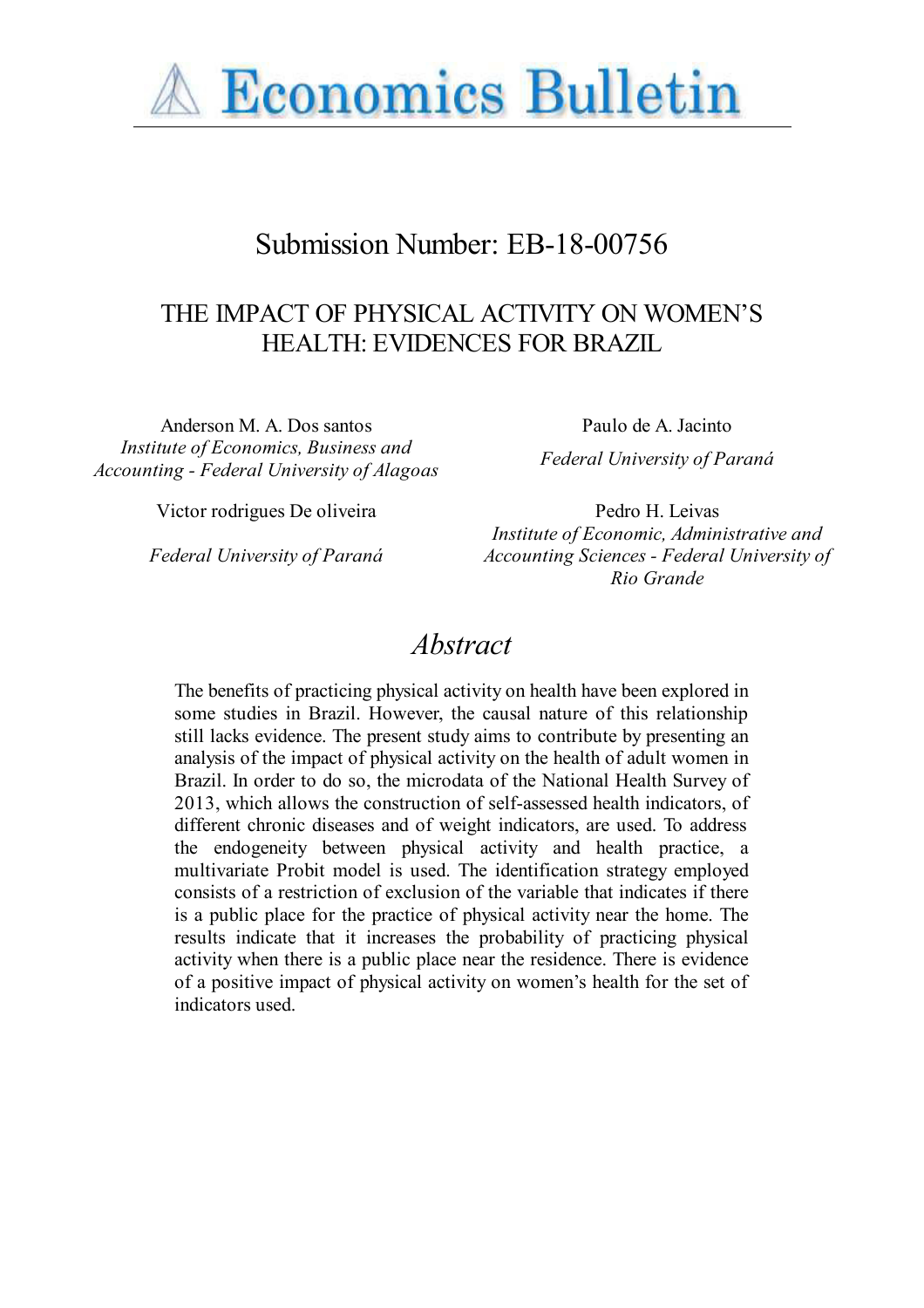Economics Bulletin

# Submission Number: EB-18-00756

## THE IMPACT OF PHYSICAL ACTIVITY ON WOMEN'S HEALTH: EVIDENCES FOR BRAZIL

Anderson M. A. Dos santos
*Institute of Economics, Business and Accounting - Federal University of Alagoas*

Paulo de A. Jacinto
*Federal University of Paraná*

Victor rodrigues De oliveira
*Federal University of Paraná*

Pedro H. Leivas
*Institute of Economic, Administrative and Accounting Sciences - Federal University of Rio Grande*

## *Abstract*

The benefits of practicing physical activity on health have been explored in some studies in Brazil. However, the causal nature of this relationship still lacks evidence. The present study aims to contribute by presenting an analysis of the impact of physical activity on the health of adult women in Brazil. In order to do so, the microdata of the National Health Survey of 2013, which allows the construction of self-assessed health indicators, of different chronic diseases and of weight indicators, are used. To address the endogeneity between physical activity and health practice, a multivariate Probit model is used. The identification strategy employed consists of a restriction of exclusion of the variable that indicates if there is a public place for the practice of physical activity near the home. The results indicate that it increases the probability of practicing physical activity when there is a public place near the residence. There is evidence of a positive impact of physical activity on women's health for the set of indicators used.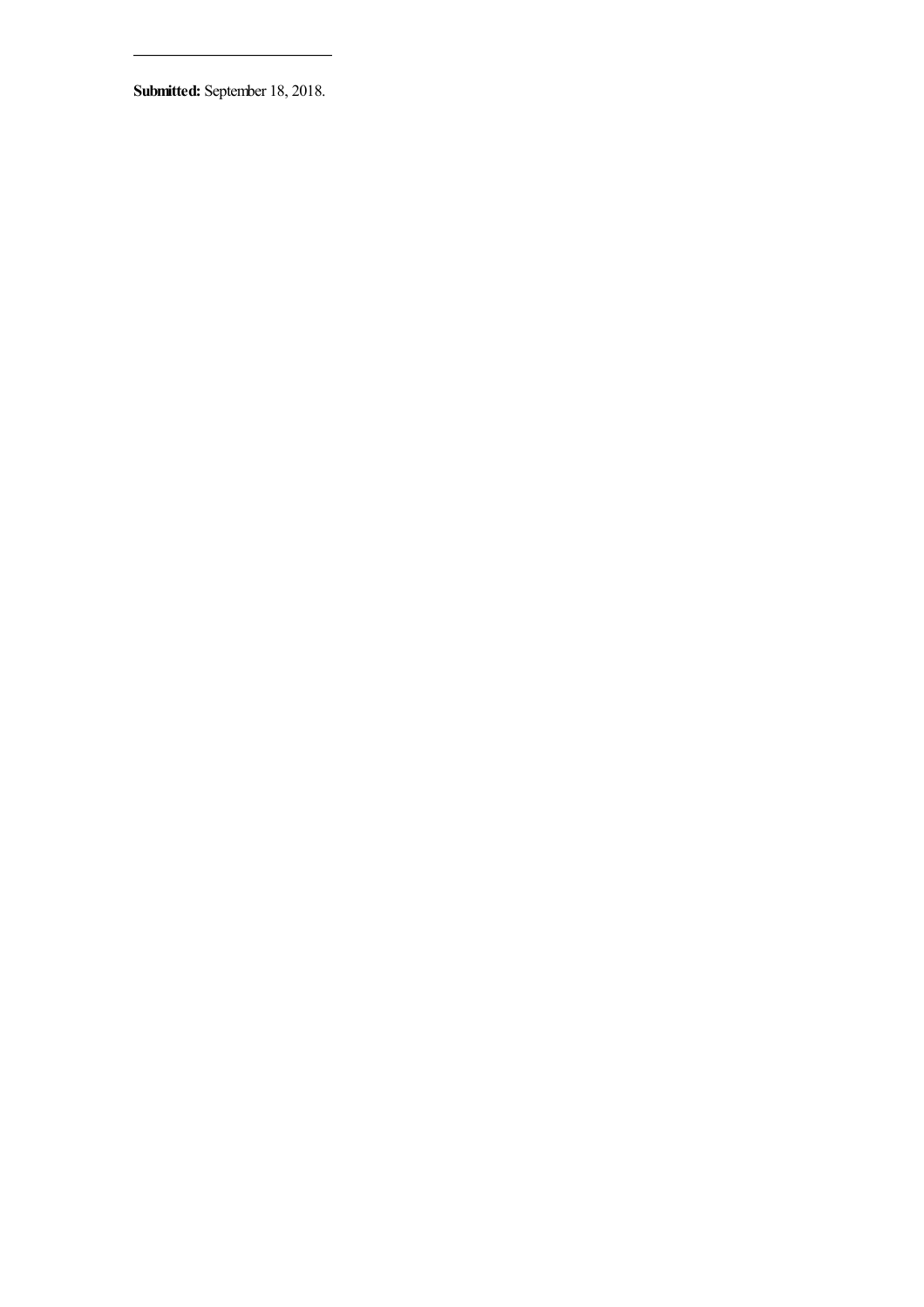**Submitted:** September 18, 2018.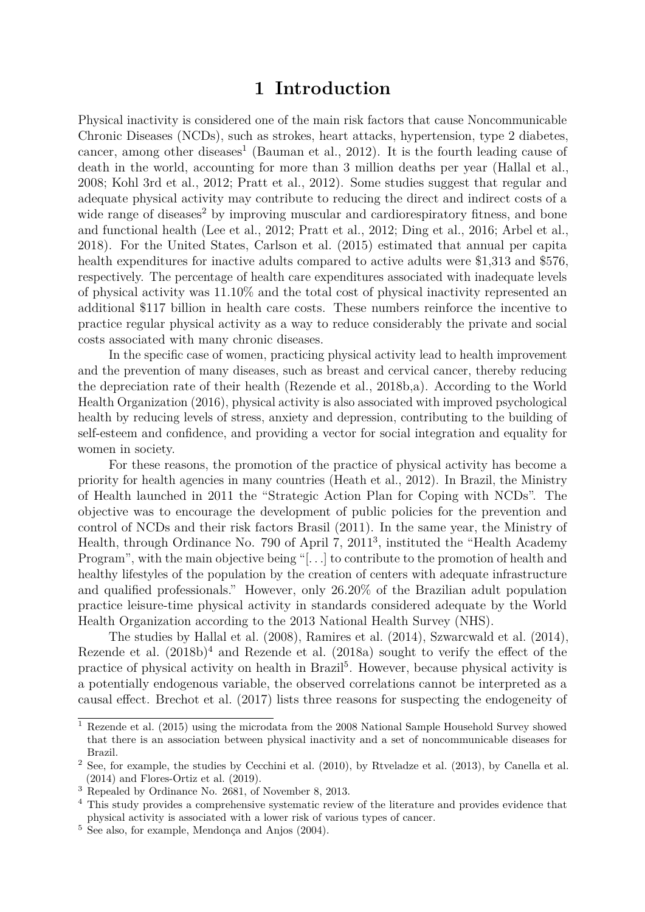# 1 Introduction

Physical inactivity is considered one of the main risk factors that cause Noncommunicable Chronic Diseases (NCDs), such as strokes, heart attacks, hypertension, type 2 diabetes, cancer, among other diseases[1] (Bauman et al., 2012). It is the fourth leading cause of death in the world, accounting for more than 3 million deaths per year (Hallal et al., 2008; Kohl 3rd et al., 2012; Pratt et al., 2012). Some studies suggest that regular and adequate physical activity may contribute to reducing the direct and indirect costs of a wide range of diseases[2] by improving muscular and cardiorespiratory fitness, and bone and functional health (Lee et al., 2012; Pratt et al., 2012; Ding et al., 2016; Arbel et al., 2018). For the United States, Carlson et al. (2015) estimated that annual per capita health expenditures for inactive adults compared to active adults were $1,313 and $576, respectively. The percentage of health care expenditures associated with inadequate levels of physical activity was 11.10% and the total cost of physical inactivity represented an additional $117 billion in health care costs. These numbers reinforce the incentive to practice regular physical activity as a way to reduce considerably the private and social costs associated with many chronic diseases.

In the specific case of women, practicing physical activity lead to health improvement and the prevention of many diseases, such as breast and cervical cancer, thereby reducing the depreciation rate of their health (Rezende et al., 2018b,a). According to the World Health Organization (2016), physical activity is also associated with improved psychological health by reducing levels of stress, anxiety and depression, contributing to the building of self-esteem and confidence, and providing a vector for social integration and equality for women in society.

For these reasons, the promotion of the practice of physical activity has become a priority for health agencies in many countries (Heath et al., 2012). In Brazil, the Ministry of Health launched in 2011 the "Strategic Action Plan for Coping with NCDs". The objective was to encourage the development of public policies for the prevention and control of NCDs and their risk factors Brasil (2011). In the same year, the Ministry of Health, through Ordinance No. 790 of April 7, 2011[3], instituted the "Health Academy Program", with the main objective being "[...] to contribute to the promotion of health and healthy lifestyles of the population by the creation of centers with adequate infrastructure and qualified professionals." However, only 26.20% of the Brazilian adult population practice leisure-time physical activity in standards considered adequate by the World Health Organization according to the 2013 National Health Survey (NHS).

The studies by Hallal et al. (2008), Ramires et al. (2014), Szwarcwald et al. (2014), Rezende et al. (2018b)[4] and Rezende et al. (2018a) sought to verify the effect of the practice of physical activity on health in Brazil[5]. However, because physical activity is a potentially endogenous variable, the observed correlations cannot be interpreted as a causal effect. Brechot et al. (2017) lists three reasons for suspecting the endogeneity of

[1] Rezende et al. (2015) using the microdata from the 2008 National Sample Household Survey showed that there is an association between physical inactivity and a set of noncommunicable diseases for Brazil.

[2] See, for example, the studies by Cecchini et al. (2010), by Rtveladze et al. (2013), by Canella et al. (2014) and Flores-Ortiz et al. (2019).

[3] Repealed by Ordinance No. 2681, of November 8, 2013.

[4] This study provides a comprehensive systematic review of the literature and provides evidence that physical activity is associated with a lower risk of various types of cancer.

[5] See also, for example, Mendonça and Anjos (2004).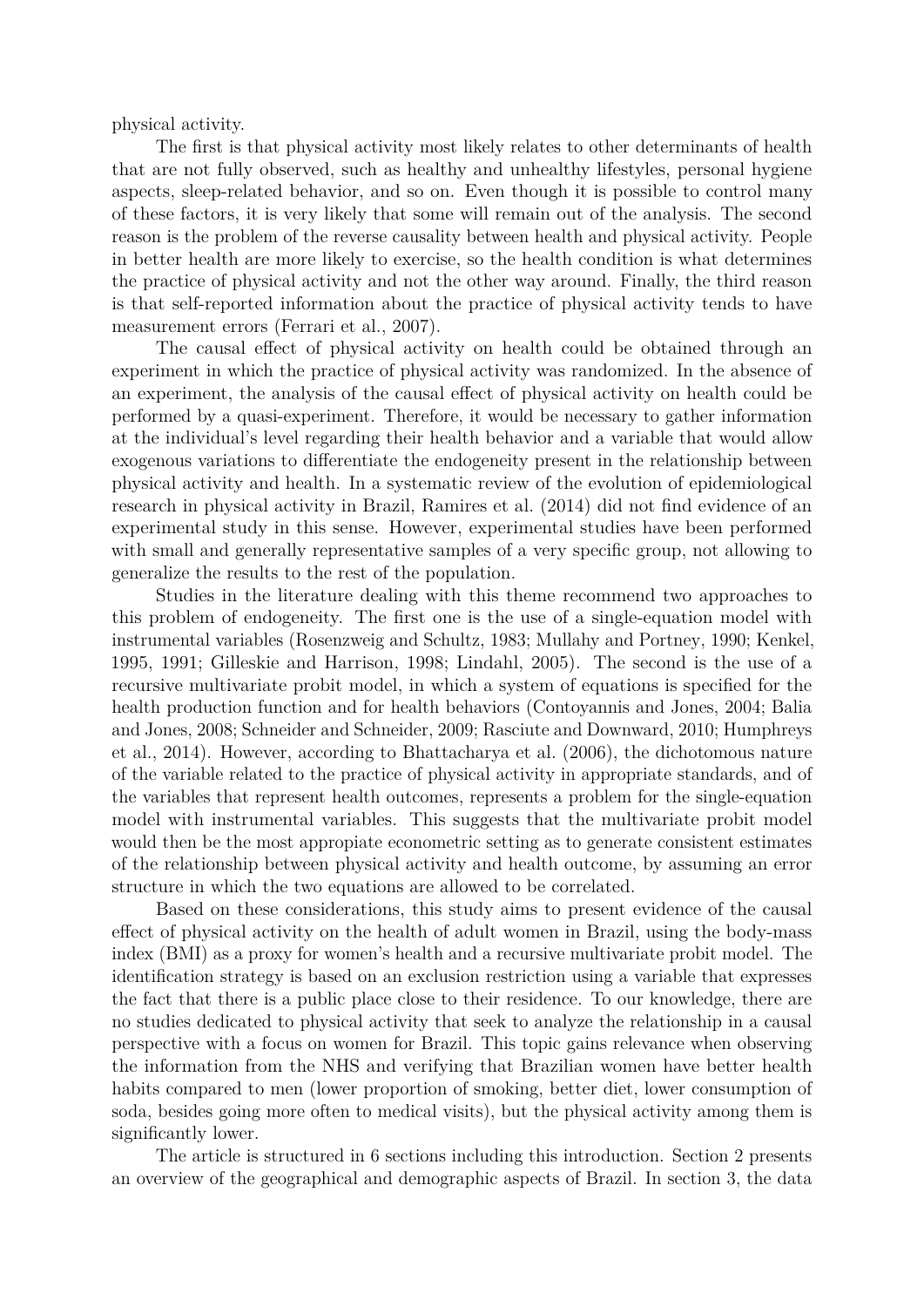physical activity.

The first is that physical activity most likely relates to other determinants of health that are not fully observed, such as healthy and unhealthy lifestyles, personal hygiene aspects, sleep-related behavior, and so on. Even though it is possible to control many of these factors, it is very likely that some will remain out of the analysis. The second reason is the problem of the reverse causality between health and physical activity. People in better health are more likely to exercise, so the health condition is what determines the practice of physical activity and not the other way around. Finally, the third reason is that self-reported information about the practice of physical activity tends to have measurement errors (Ferrari et al., 2007).

The causal effect of physical activity on health could be obtained through an experiment in which the practice of physical activity was randomized. In the absence of an experiment, the analysis of the causal effect of physical activity on health could be performed by a quasi-experiment. Therefore, it would be necessary to gather information at the individual's level regarding their health behavior and a variable that would allow exogenous variations to differentiate the endogeneity present in the relationship between physical activity and health. In a systematic review of the evolution of epidemiological research in physical activity in Brazil, Ramires et al. (2014) did not find evidence of an experimental study in this sense. However, experimental studies have been performed with small and generally representative samples of a very specific group, not allowing to generalize the results to the rest of the population.

Studies in the literature dealing with this theme recommend two approaches to this problem of endogeneity. The first one is the use of a single-equation model with instrumental variables (Rosenzweig and Schultz, 1983; Mullahy and Portney, 1990; Kenkel, 1995, 1991; Gilleskie and Harrison, 1998; Lindahl, 2005). The second is the use of a recursive multivariate probit model, in which a system of equations is specified for the health production function and for health behaviors (Contoyannis and Jones, 2004; Balia and Jones, 2008; Schneider and Schneider, 2009; Rasciute and Downward, 2010; Humphreys et al., 2014). However, according to Bhattacharya et al. (2006), the dichotomous nature of the variable related to the practice of physical activity in appropriate standards, and of the variables that represent health outcomes, represents a problem for the single-equation model with instrumental variables. This suggests that the multivariate probit model would then be the most appropiate econometric setting as to generate consistent estimates of the relationship between physical activity and health outcome, by assuming an error structure in which the two equations are allowed to be correlated.

Based on these considerations, this study aims to present evidence of the causal effect of physical activity on the health of adult women in Brazil, using the body-mass index (BMI) as a proxy for women's health and a recursive multivariate probit model. The identification strategy is based on an exclusion restriction using a variable that expresses the fact that there is a public place close to their residence. To our knowledge, there are no studies dedicated to physical activity that seek to analyze the relationship in a causal perspective with a focus on women for Brazil. This topic gains relevance when observing the information from the NHS and verifying that Brazilian women have better health habits compared to men (lower proportion of smoking, better diet, lower consumption of soda, besides going more often to medical visits), but the physical activity among them is significantly lower.

The article is structured in 6 sections including this introduction. Section 2 presents an overview of the geographical and demographic aspects of Brazil. In section 3, the data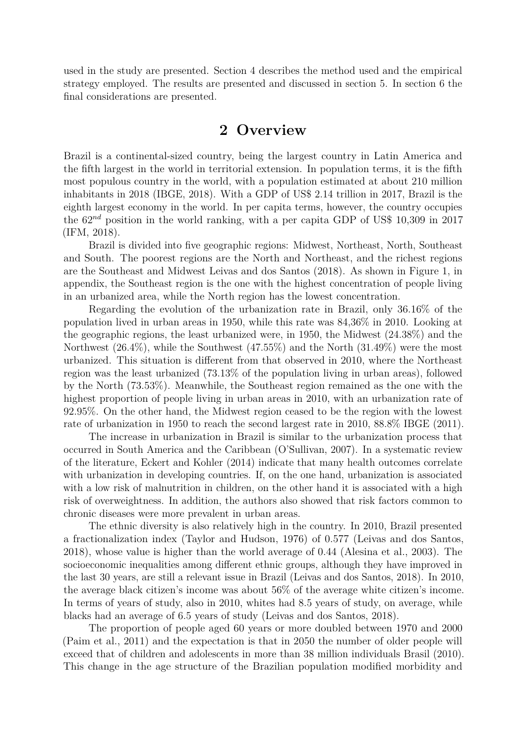used in the study are presented. Section 4 describes the method used and the empirical strategy employed. The results are presented and discussed in section 5. In section 6 the final considerations are presented.

# 2 Overview

Brazil is a continental-sized country, being the largest country in Latin America and the fifth largest in the world in territorial extension. In population terms, it is the fifth most populous country in the world, with a population estimated at about 210 million inhabitants in 2018 (IBGE, 2018). With a GDP of US$ 2.14 trillion in 2017, Brazil is the eighth largest economy in the world. In per capita terms, however, the country occupies the $62^{nd}$ position in the world ranking, with a per capita GDP of US$ 10,309 in 2017 (IFM, 2018).

Brazil is divided into five geographic regions: Midwest, Northeast, North, Southeast and South. The poorest regions are the North and Northeast, and the richest regions are the Southeast and Midwest Leivas and dos Santos (2018). As shown in Figure 1, in appendix, the Southeast region is the one with the highest concentration of people living in an urbanized area, while the North region has the lowest concentration.

Regarding the evolution of the urbanization rate in Brazil, only 36.16% of the population lived in urban areas in 1950, while this rate was 84,36% in 2010. Looking at the geographic regions, the least urbanized were, in 1950, the Midwest (24.38%) and the Northwest (26.4%), while the Southwest (47.55%) and the North (31.49%) were the most urbanized. This situation is different from that observed in 2010, where the Northeast region was the least urbanized (73.13% of the population living in urban areas), followed by the North (73.53%). Meanwhile, the Southeast region remained as the one with the highest proportion of people living in urban areas in 2010, with an urbanization rate of 92.95%. On the other hand, the Midwest region ceased to be the region with the lowest rate of urbanization in 1950 to reach the second largest rate in 2010, 88.8% IBGE (2011).

The increase in urbanization in Brazil is similar to the urbanization process that occurred in South America and the Caribbean (O'Sullivan, 2007). In a systematic review of the literature, Eckert and Kohler (2014) indicate that many health outcomes correlate with urbanization in developing countries. If, on the one hand, urbanization is associated with a low risk of malnutrition in children, on the other hand it is associated with a high risk of overweightness. In addition, the authors also showed that risk factors common to chronic diseases were more prevalent in urban areas.

The ethnic diversity is also relatively high in the country. In 2010, Brazil presented a fractionalization index (Taylor and Hudson, 1976) of 0.577 (Leivas and dos Santos, 2018), whose value is higher than the world average of 0.44 (Alesina et al., 2003). The socioeconomic inequalities among different ethnic groups, although they have improved in the last 30 years, are still a relevant issue in Brazil (Leivas and dos Santos, 2018). In 2010, the average black citizen's income was about 56% of the average white citizen's income. In terms of years of study, also in 2010, whites had 8.5 years of study, on average, while blacks had an average of 6.5 years of study (Leivas and dos Santos, 2018).

The proportion of people aged 60 years or more doubled between 1970 and 2000 (Paim et al., 2011) and the expectation is that in 2050 the number of older people will exceed that of children and adolescents in more than 38 million individuals Brasil (2010). This change in the age structure of the Brazilian population modified morbidity and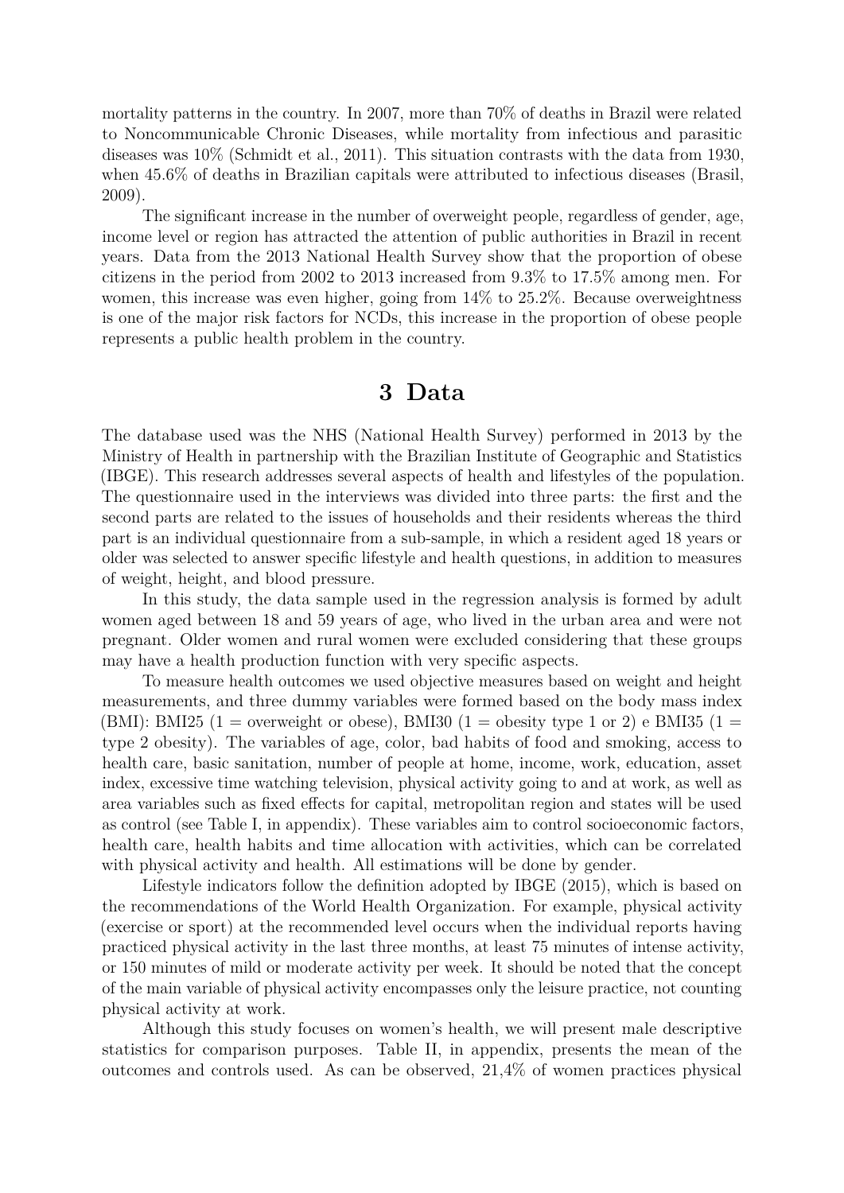mortality patterns in the country. In 2007, more than 70% of deaths in Brazil were related to Noncommunicable Chronic Diseases, while mortality from infectious and parasitic diseases was 10% (Schmidt et al., 2011). This situation contrasts with the data from 1930, when 45.6% of deaths in Brazilian capitals were attributed to infectious diseases (Brasil, 2009).

The significant increase in the number of overweight people, regardless of gender, age, income level or region has attracted the attention of public authorities in Brazil in recent years. Data from the 2013 National Health Survey show that the proportion of obese citizens in the period from 2002 to 2013 increased from 9.3% to 17.5% among men. For women, this increase was even higher, going from 14% to 25.2%. Because overweightness is one of the major risk factors for NCDs, this increase in the proportion of obese people represents a public health problem in the country.

# 3 Data

The database used was the NHS (National Health Survey) performed in 2013 by the Ministry of Health in partnership with the Brazilian Institute of Geographic and Statistics (IBGE). This research addresses several aspects of health and lifestyles of the population. The questionnaire used in the interviews was divided into three parts: the first and the second parts are related to the issues of households and their residents whereas the third part is an individual questionnaire from a sub-sample, in which a resident aged 18 years or older was selected to answer specific lifestyle and health questions, in addition to measures of weight, height, and blood pressure.

In this study, the data sample used in the regression analysis is formed by adult women aged between 18 and 59 years of age, who lived in the urban area and were not pregnant. Older women and rural women were excluded considering that these groups may have a health production function with very specific aspects.

To measure health outcomes we used objective measures based on weight and height measurements, and three dummy variables were formed based on the body mass index (BMI): BMI25 (1 = overweight or obese), BMI30 (1 = obesity type 1 or 2) e BMI35 (1 = type 2 obesity). The variables of age, color, bad habits of food and smoking, access to health care, basic sanitation, number of people at home, income, work, education, asset index, excessive time watching television, physical activity going to and at work, as well as area variables such as fixed effects for capital, metropolitan region and states will be used as control (see Table I, in appendix). These variables aim to control socioeconomic factors, health care, health habits and time allocation with activities, which can be correlated with physical activity and health. All estimations will be done by gender.

Lifestyle indicators follow the definition adopted by IBGE (2015), which is based on the recommendations of the World Health Organization. For example, physical activity (exercise or sport) at the recommended level occurs when the individual reports having practiced physical activity in the last three months, at least 75 minutes of intense activity, or 150 minutes of mild or moderate activity per week. It should be noted that the concept of the main variable of physical activity encompasses only the leisure practice, not counting physical activity at work.

Although this study focuses on women's health, we will present male descriptive statistics for comparison purposes. Table II, in appendix, presents the mean of the outcomes and controls used. As can be observed, 21,4% of women practices physical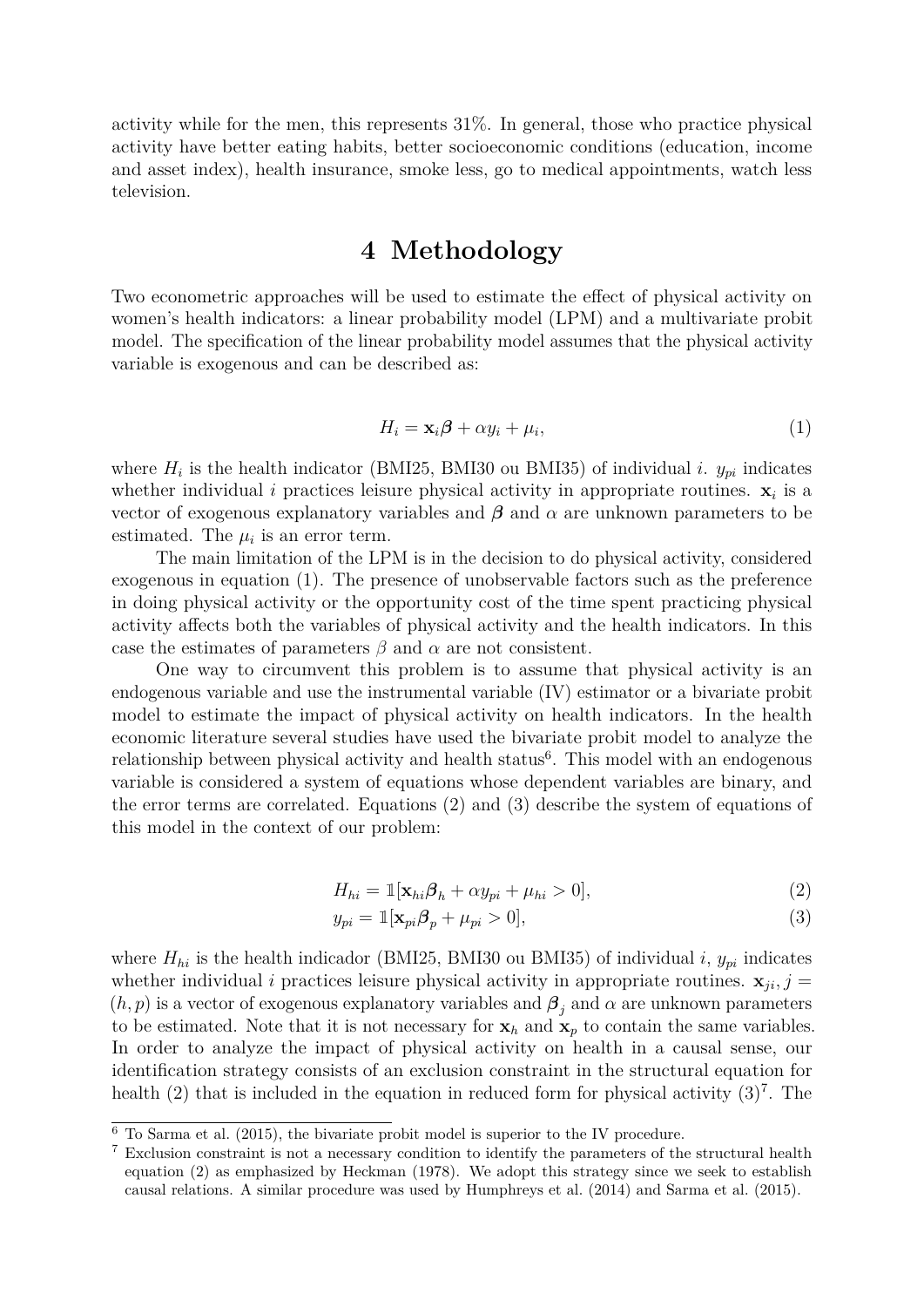activity while for the men, this represents 31%. In general, those who practice physical activity have better eating habits, better socioeconomic conditions (education, income and asset index), health insurance, smoke less, go to medical appointments, watch less television.

# 4 Methodology

Two econometric approaches will be used to estimate the effect of physical activity on women's health indicators: a linear probability model (LPM) and a multivariate probit model. The specification of the linear probability model assumes that the physical activity variable is exogenous and can be described as:

$$H_i = \mathbf{x}_i\boldsymbol{\beta} + \alpha y_i + \mu_i, \tag{1}$$

where $H_i$ is the health indicator (BMI25, BMI30 ou BMI35) of individual $i$. $y_{pi}$ indicates whether individual $i$ practices leisure physical activity in appropriate routines. $\mathbf{x}_i$ is a vector of exogenous explanatory variables and $\boldsymbol{\beta}$ and $\alpha$ are unknown parameters to be estimated. The $\mu_i$ is an error term.

The main limitation of the LPM is in the decision to do physical activity, considered exogenous in equation (1). The presence of unobservable factors such as the preference in doing physical activity or the opportunity cost of the time spent practicing physical activity affects both the variables of physical activity and the health indicators. In this case the estimates of parameters $\beta$ and $\alpha$ are not consistent.

One way to circumvent this problem is to assume that physical activity is an endogenous variable and use the instrumental variable (IV) estimator or a bivariate probit model to estimate the impact of physical activity on health indicators. In the health economic literature several studies have used the bivariate probit model to analyze the relationship between physical activity and health status[6]. This model with an endogenous variable is considered a system of equations whose dependent variables are binary, and the error terms are correlated. Equations (2) and (3) describe the system of equations of this model in the context of our problem:

$$H_{hi} = \mathbb{1}[\mathbf{x}_{hi}\boldsymbol{\beta}_h + \alpha y_{pi} + \mu_{hi} > 0], \tag{2}$$

$$y_{pi} = \mathbb{1}[\mathbf{x}_{pi}\boldsymbol{\beta}_p + \mu_{pi} > 0], \tag{3}$$

where $H_{hi}$ is the health indicador (BMI25, BMI30 ou BMI35) of individual $i$, $y_{pi}$ indicates whether individual $i$ practices leisure physical activity in appropriate routines. $\mathbf{x}_{ji}, j = (h, p)$ is a vector of exogenous explanatory variables and $\boldsymbol{\beta}_j$ and $\alpha$ are unknown parameters to be estimated. Note that it is not necessary for $\mathbf{x}_h$ and $\mathbf{x}_p$ to contain the same variables. In order to analyze the impact of physical activity on health in a causal sense, our identification strategy consists of an exclusion constraint in the structural equation for health (2) that is included in the equation in reduced form for physical activity (3)[7]. The

[6] To Sarma et al. (2015), the bivariate probit model is superior to the IV procedure.

[7] Exclusion constraint is not a necessary condition to identify the parameters of the structural health equation (2) as emphasized by Heckman (1978). We adopt this strategy since we seek to establish causal relations. A similar procedure was used by Humphreys et al. (2014) and Sarma et al. (2015).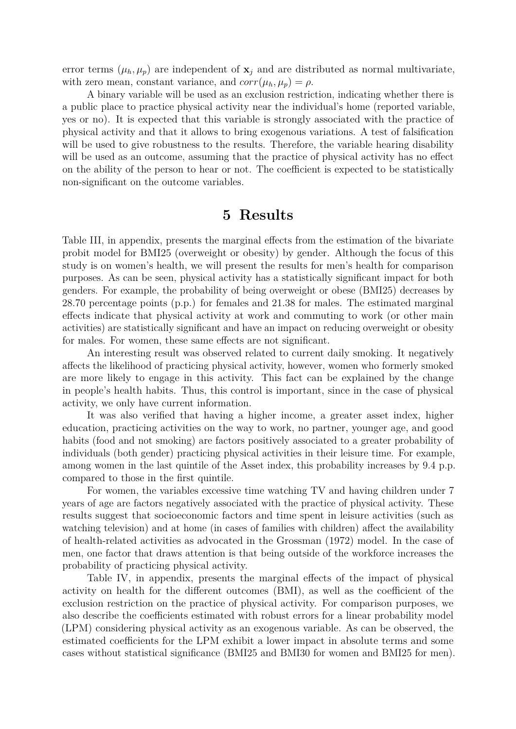error terms $(\mu_h, \mu_p)$ are independent of $\mathbf{x}_j$ and are distributed as normal multivariate, with zero mean, constant variance, and $corr(\mu_h, \mu_p) = \rho$.

A binary variable will be used as an exclusion restriction, indicating whether there is a public place to practice physical activity near the individual's home (reported variable, yes or no). It is expected that this variable is strongly associated with the practice of physical activity and that it allows to bring exogenous variations. A test of falsification will be used to give robustness to the results. Therefore, the variable hearing disability will be used as an outcome, assuming that the practice of physical activity has no effect on the ability of the person to hear or not. The coefficient is expected to be statistically non-significant on the outcome variables.

# 5 Results

Table III, in appendix, presents the marginal effects from the estimation of the bivariate probit model for BMI25 (overweight or obesity) by gender. Although the focus of this study is on women's health, we will present the results for men's health for comparison purposes. As can be seen, physical activity has a statistically significant impact for both genders. For example, the probability of being overweight or obese (BMI25) decreases by 28.70 percentage points (p.p.) for females and 21.38 for males. The estimated marginal effects indicate that physical activity at work and commuting to work (or other main activities) are statistically significant and have an impact on reducing overweight or obesity for males. For women, these same effects are not significant.

An interesting result was observed related to current daily smoking. It negatively affects the likelihood of practicing physical activity, however, women who formerly smoked are more likely to engage in this activity. This fact can be explained by the change in people's health habits. Thus, this control is important, since in the case of physical activity, we only have current information.

It was also verified that having a higher income, a greater asset index, higher education, practicing activities on the way to work, no partner, younger age, and good habits (food and not smoking) are factors positively associated to a greater probability of individuals (both gender) practicing physical activities in their leisure time. For example, among women in the last quintile of the Asset index, this probability increases by 9.4 p.p. compared to those in the first quintile.

For women, the variables excessive time watching TV and having children under 7 years of age are factors negatively associated with the practice of physical activity. These results suggest that socioeconomic factors and time spent in leisure activities (such as watching television) and at home (in cases of families with children) affect the availability of health-related activities as advocated in the Grossman (1972) model. In the case of men, one factor that draws attention is that being outside of the workforce increases the probability of practicing physical activity.

Table IV, in appendix, presents the marginal effects of the impact of physical activity on health for the different outcomes (BMI), as well as the coefficient of the exclusion restriction on the practice of physical activity. For comparison purposes, we also describe the coefficients estimated with robust errors for a linear probability model (LPM) considering physical activity as an exogenous variable. As can be observed, the estimated coefficients for the LPM exhibit a lower impact in absolute terms and some cases without statistical significance (BMI25 and BMI30 for women and BMI25 for men).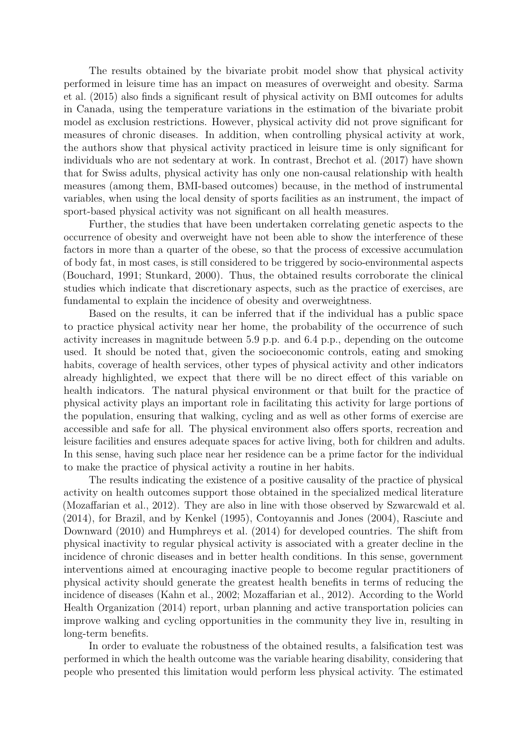The results obtained by the bivariate probit model show that physical activity performed in leisure time has an impact on measures of overweight and obesity. Sarma et al. (2015) also finds a significant result of physical activity on BMI outcomes for adults in Canada, using the temperature variations in the estimation of the bivariate probit model as exclusion restrictions. However, physical activity did not prove significant for measures of chronic diseases. In addition, when controlling physical activity at work, the authors show that physical activity practiced in leisure time is only significant for individuals who are not sedentary at work. In contrast, Brechot et al. (2017) have shown that for Swiss adults, physical activity has only one non-causal relationship with health measures (among them, BMI-based outcomes) because, in the method of instrumental variables, when using the local density of sports facilities as an instrument, the impact of sport-based physical activity was not significant on all health measures.

Further, the studies that have been undertaken correlating genetic aspects to the occurrence of obesity and overweight have not been able to show the interference of these factors in more than a quarter of the obese, so that the process of excessive accumulation of body fat, in most cases, is still considered to be triggered by socio-environmental aspects (Bouchard, 1991; Stunkard, 2000). Thus, the obtained results corroborate the clinical studies which indicate that discretionary aspects, such as the practice of exercises, are fundamental to explain the incidence of obesity and overweightness.

Based on the results, it can be inferred that if the individual has a public space to practice physical activity near her home, the probability of the occurrence of such activity increases in magnitude between 5.9 p.p. and 6.4 p.p., depending on the outcome used. It should be noted that, given the socioeconomic controls, eating and smoking habits, coverage of health services, other types of physical activity and other indicators already highlighted, we expect that there will be no direct effect of this variable on health indicators. The natural physical environment or that built for the practice of physical activity plays an important role in facilitating this activity for large portions of the population, ensuring that walking, cycling and as well as other forms of exercise are accessible and safe for all. The physical environment also offers sports, recreation and leisure facilities and ensures adequate spaces for active living, both for children and adults. In this sense, having such place near her residence can be a prime factor for the individual to make the practice of physical activity a routine in her habits.

The results indicating the existence of a positive causality of the practice of physical activity on health outcomes support those obtained in the specialized medical literature (Mozaffarian et al., 2012). They are also in line with those observed by Szwarcwald et al. (2014), for Brazil, and by Kenkel (1995), Contoyannis and Jones (2004), Rasciute and Downward (2010) and Humphreys et al. (2014) for developed countries. The shift from physical inactivity to regular physical activity is associated with a greater decline in the incidence of chronic diseases and in better health conditions. In this sense, government interventions aimed at encouraging inactive people to become regular practitioners of physical activity should generate the greatest health benefits in terms of reducing the incidence of diseases (Kahn et al., 2002; Mozaffarian et al., 2012). According to the World Health Organization (2014) report, urban planning and active transportation policies can improve walking and cycling opportunities in the community they live in, resulting in long-term benefits.

In order to evaluate the robustness of the obtained results, a falsification test was performed in which the health outcome was the variable hearing disability, considering that people who presented this limitation would perform less physical activity. The estimated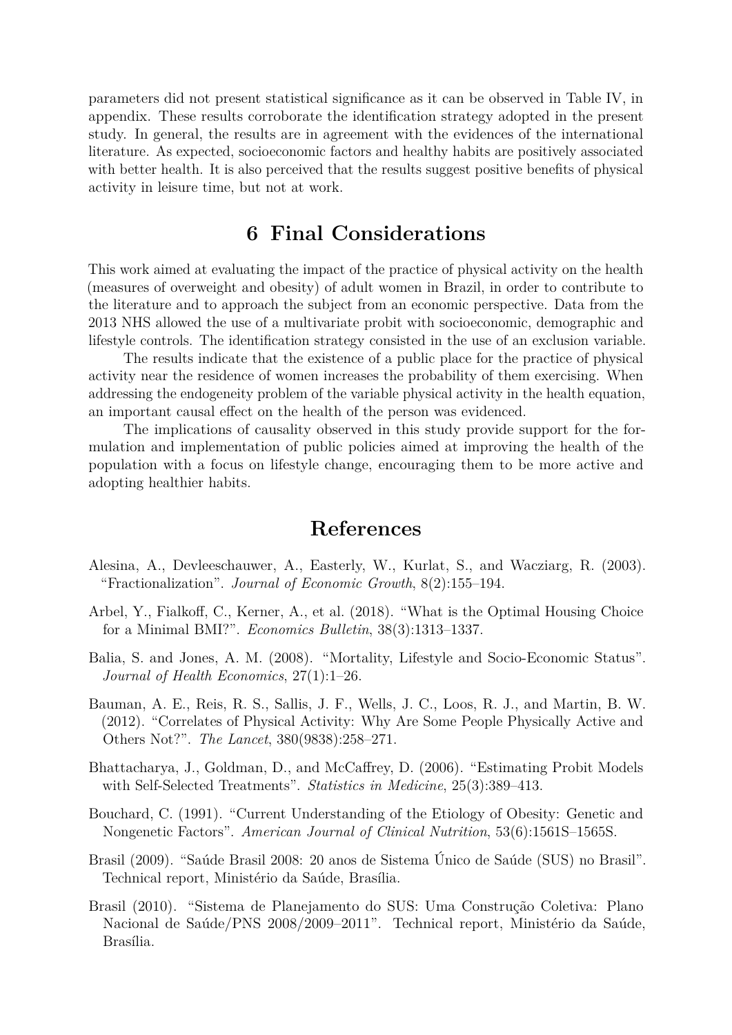parameters did not present statistical significance as it can be observed in Table IV, in appendix. These results corroborate the identification strategy adopted in the present study. In general, the results are in agreement with the evidences of the international literature. As expected, socioeconomic factors and healthy habits are positively associated with better health. It is also perceived that the results suggest positive benefits of physical activity in leisure time, but not at work.

# 6 Final Considerations

This work aimed at evaluating the impact of the practice of physical activity on the health (measures of overweight and obesity) of adult women in Brazil, in order to contribute to the literature and to approach the subject from an economic perspective. Data from the 2013 NHS allowed the use of a multivariate probit with socioeconomic, demographic and lifestyle controls. The identification strategy consisted in the use of an exclusion variable.

The results indicate that the existence of a public place for the practice of physical activity near the residence of women increases the probability of them exercising. When addressing the endogeneity problem of the variable physical activity in the health equation, an important causal effect on the health of the person was evidenced.

The implications of causality observed in this study provide support for the formulation and implementation of public policies aimed at improving the health of the population with a focus on lifestyle change, encouraging them to be more active and adopting healthier habits.

# References

Alesina, A., Devleeschauwer, A., Easterly, W., Kurlat, S., and Wacziarg, R. (2003). "Fractionalization". *Journal of Economic Growth*, 8(2):155–194.

Arbel, Y., Fialkoff, C., Kerner, A., et al. (2018). "What is the Optimal Housing Choice for a Minimal BMI?". *Economics Bulletin*, 38(3):1313–1337.

Balia, S. and Jones, A. M. (2008). "Mortality, Lifestyle and Socio-Economic Status". *Journal of Health Economics*, 27(1):1–26.

Bauman, A. E., Reis, R. S., Sallis, J. F., Wells, J. C., Loos, R. J., and Martin, B. W. (2012). "Correlates of Physical Activity: Why Are Some People Physically Active and Others Not?". *The Lancet*, 380(9838):258–271.

Bhattacharya, J., Goldman, D., and McCaffrey, D. (2006). "Estimating Probit Models with Self-Selected Treatments". *Statistics in Medicine*, 25(3):389–413.

Bouchard, C. (1991). "Current Understanding of the Etiology of Obesity: Genetic and Nongenetic Factors". *American Journal of Clinical Nutrition*, 53(6):1561S–1565S.

Brasil (2009). "Saúde Brasil 2008: 20 anos de Sistema Único de Saúde (SUS) no Brasil". Technical report, Ministério da Saúde, Brasília.

Brasil (2010). "Sistema de Planejamento do SUS: Uma Construção Coletiva: Plano Nacional de Saúde/PNS 2008/2009–2011". Technical report, Ministério da Saúde, Brasília.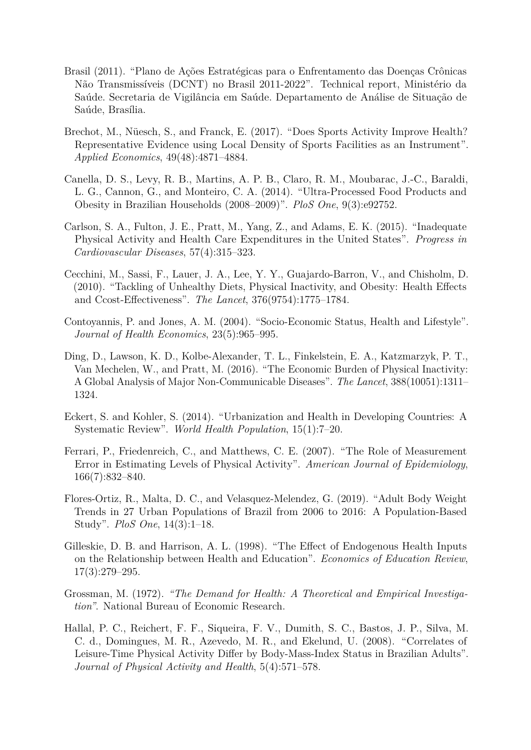Brasil (2011). "Plano de Ações Estratégicas para o Enfrentamento das Doenças Crônicas Não Transmissíveis (DCNT) no Brasil 2011-2022". Technical report, Ministério da Saúde. Secretaria de Vigilância em Saúde. Departamento de Análise de Situação de Saúde, Brasília.

Brechot, M., Nüesch, S., and Franck, E. (2017). "Does Sports Activity Improve Health? Representative Evidence using Local Density of Sports Facilities as an Instrument". *Applied Economics*, 49(48):4871–4884.

Canella, D. S., Levy, R. B., Martins, A. P. B., Claro, R. M., Moubarac, J.-C., Baraldi, L. G., Cannon, G., and Monteiro, C. A. (2014). "Ultra-Processed Food Products and Obesity in Brazilian Households (2008–2009)". *PloS One*, 9(3):e92752.

Carlson, S. A., Fulton, J. E., Pratt, M., Yang, Z., and Adams, E. K. (2015). "Inadequate Physical Activity and Health Care Expenditures in the United States". *Progress in Cardiovascular Diseases*, 57(4):315–323.

Cecchini, M., Sassi, F., Lauer, J. A., Lee, Y. Y., Guajardo-Barron, V., and Chisholm, D. (2010). "Tackling of Unhealthy Diets, Physical Inactivity, and Obesity: Health Effects and Ccost-Effectiveness". *The Lancet*, 376(9754):1775–1784.

Contoyannis, P. and Jones, A. M. (2004). "Socio-Economic Status, Health and Lifestyle". *Journal of Health Economics*, 23(5):965–995.

Ding, D., Lawson, K. D., Kolbe-Alexander, T. L., Finkelstein, E. A., Katzmarzyk, P. T., Van Mechelen, W., and Pratt, M. (2016). "The Economic Burden of Physical Inactivity: A Global Analysis of Major Non-Communicable Diseases". *The Lancet*, 388(10051):1311–1324.

Eckert, S. and Kohler, S. (2014). "Urbanization and Health in Developing Countries: A Systematic Review". *World Health Population*, 15(1):7–20.

Ferrari, P., Friedenreich, C., and Matthews, C. E. (2007). "The Role of Measurement Error in Estimating Levels of Physical Activity". *American Journal of Epidemiology*, 166(7):832–840.

Flores-Ortiz, R., Malta, D. C., and Velasquez-Melendez, G. (2019). "Adult Body Weight Trends in 27 Urban Populations of Brazil from 2006 to 2016: A Population-Based Study". *PloS One*, 14(3):1–18.

Gilleskie, D. B. and Harrison, A. L. (1998). "The Effect of Endogenous Health Inputs on the Relationship between Health and Education". *Economics of Education Review*, 17(3):279–295.

Grossman, M. (1972). *"The Demand for Health: A Theoretical and Empirical Investigation"*. National Bureau of Economic Research.

Hallal, P. C., Reichert, F. F., Siqueira, F. V., Dumith, S. C., Bastos, J. P., Silva, M. C. d., Domingues, M. R., Azevedo, M. R., and Ekelund, U. (2008). "Correlates of Leisure-Time Physical Activity Differ by Body-Mass-Index Status in Brazilian Adults". *Journal of Physical Activity and Health*, 5(4):571–578.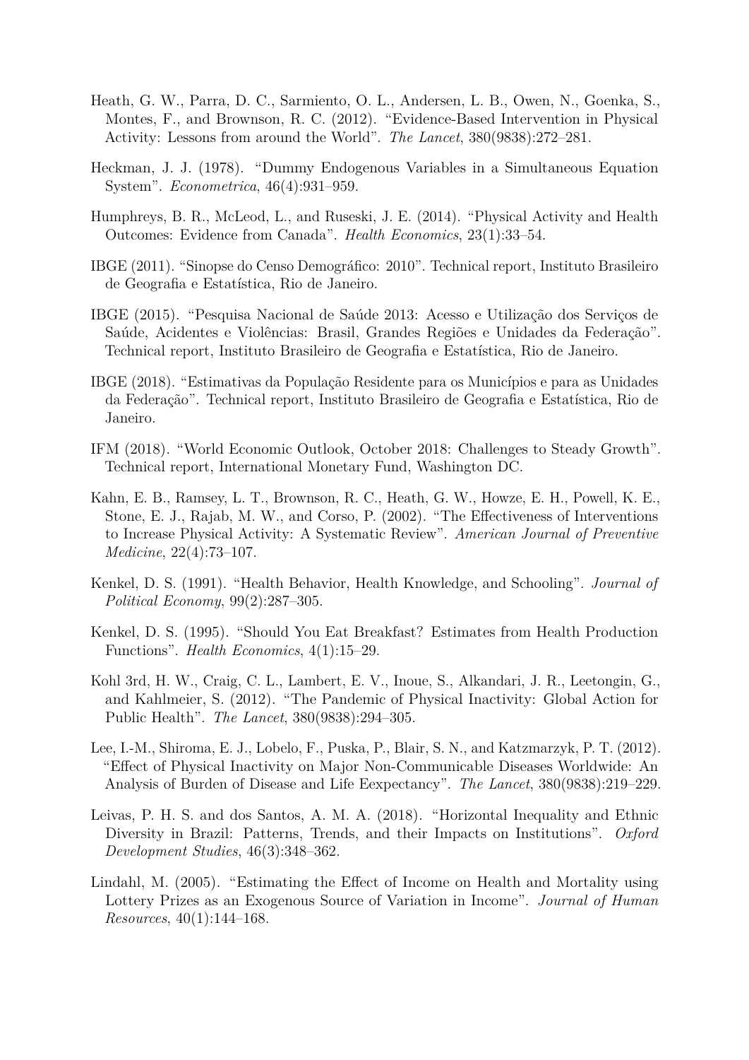Heath, G. W., Parra, D. C., Sarmiento, O. L., Andersen, L. B., Owen, N., Goenka, S., Montes, F., and Brownson, R. C. (2012). "Evidence-Based Intervention in Physical Activity: Lessons from around the World". *The Lancet*, 380(9838):272–281.

Heckman, J. J. (1978). "Dummy Endogenous Variables in a Simultaneous Equation System". *Econometrica*, 46(4):931–959.

Humphreys, B. R., McLeod, L., and Ruseski, J. E. (2014). "Physical Activity and Health Outcomes: Evidence from Canada". *Health Economics*, 23(1):33–54.

IBGE (2011). "Sinopse do Censo Demográfico: 2010". Technical report, Instituto Brasileiro de Geografia e Estatística, Rio de Janeiro.

IBGE (2015). "Pesquisa Nacional de Saúde 2013: Acesso e Utilização dos Serviços de Saúde, Acidentes e Violências: Brasil, Grandes Regiões e Unidades da Federação". Technical report, Instituto Brasileiro de Geografia e Estatística, Rio de Janeiro.

IBGE (2018). "Estimativas da População Residente para os Municípios e para as Unidades da Federação". Technical report, Instituto Brasileiro de Geografia e Estatística, Rio de Janeiro.

IFM (2018). "World Economic Outlook, October 2018: Challenges to Steady Growth". Technical report, International Monetary Fund, Washington DC.

Kahn, E. B., Ramsey, L. T., Brownson, R. C., Heath, G. W., Howze, E. H., Powell, K. E., Stone, E. J., Rajab, M. W., and Corso, P. (2002). "The Effectiveness of Interventions to Increase Physical Activity: A Systematic Review". *American Journal of Preventive Medicine*, 22(4):73–107.

Kenkel, D. S. (1991). "Health Behavior, Health Knowledge, and Schooling". *Journal of Political Economy*, 99(2):287–305.

Kenkel, D. S. (1995). "Should You Eat Breakfast? Estimates from Health Production Functions". *Health Economics*, 4(1):15–29.

Kohl 3rd, H. W., Craig, C. L., Lambert, E. V., Inoue, S., Alkandari, J. R., Leetongin, G., and Kahlmeier, S. (2012). "The Pandemic of Physical Inactivity: Global Action for Public Health". *The Lancet*, 380(9838):294–305.

Lee, I.-M., Shiroma, E. J., Lobelo, F., Puska, P., Blair, S. N., and Katzmarzyk, P. T. (2012). "Effect of Physical Inactivity on Major Non-Communicable Diseases Worldwide: An Analysis of Burden of Disease and Life Eexpectancy". *The Lancet*, 380(9838):219–229.

Leivas, P. H. S. and dos Santos, A. M. A. (2018). "Horizontal Inequality and Ethnic Diversity in Brazil: Patterns, Trends, and their Impacts on Institutions". *Oxford Development Studies*, 46(3):348–362.

Lindahl, M. (2005). "Estimating the Effect of Income on Health and Mortality using Lottery Prizes as an Exogenous Source of Variation in Income". *Journal of Human Resources*, 40(1):144–168.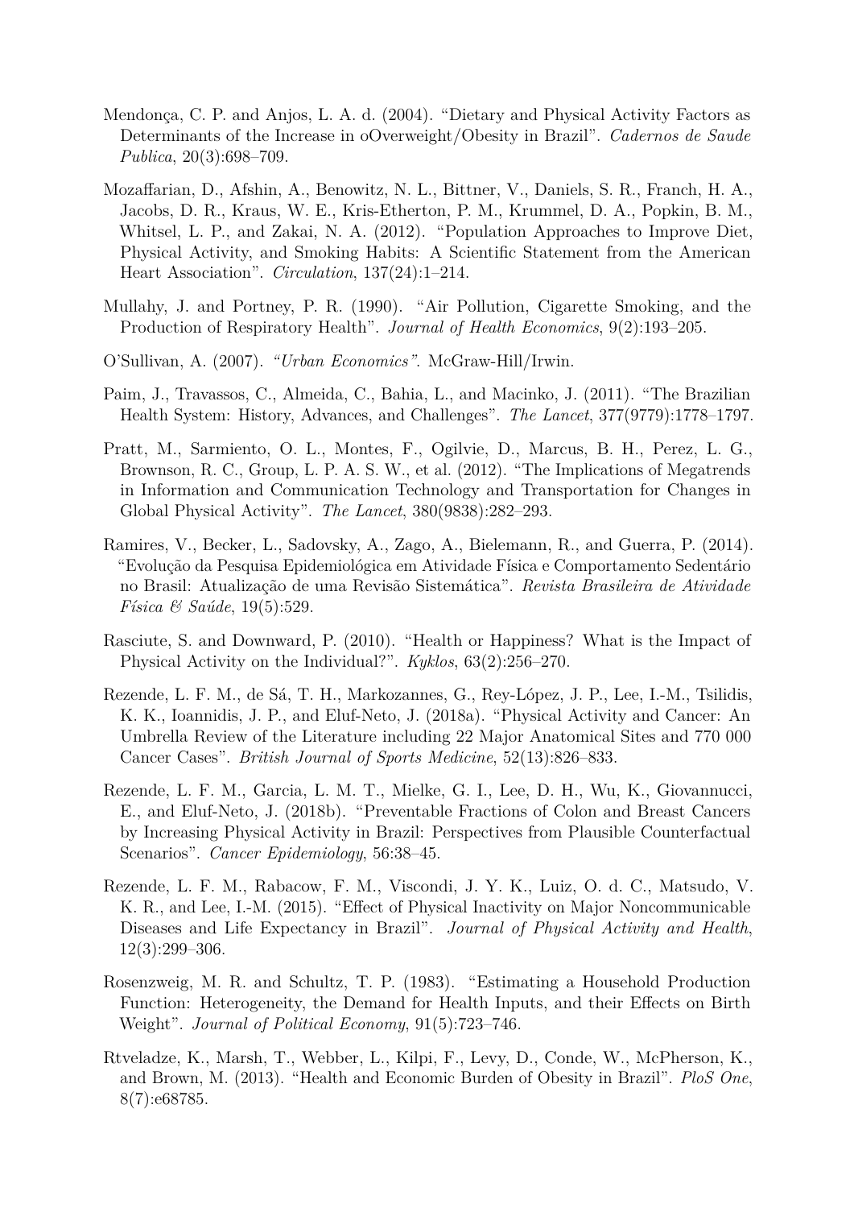Mendonça, C. P. and Anjos, L. A. d. (2004). "Dietary and Physical Activity Factors as Determinants of the Increase in oOverweight/Obesity in Brazil". *Cadernos de Saude Publica*, 20(3):698–709.

Mozaffarian, D., Afshin, A., Benowitz, N. L., Bittner, V., Daniels, S. R., Franch, H. A., Jacobs, D. R., Kraus, W. E., Kris-Etherton, P. M., Krummel, D. A., Popkin, B. M., Whitsel, L. P., and Zakai, N. A. (2012). "Population Approaches to Improve Diet, Physical Activity, and Smoking Habits: A Scientific Statement from the American Heart Association". *Circulation*, 137(24):1–214.

Mullahy, J. and Portney, P. R. (1990). "Air Pollution, Cigarette Smoking, and the Production of Respiratory Health". *Journal of Health Economics*, 9(2):193–205.

O'Sullivan, A. (2007). *"Urban Economics"*. McGraw-Hill/Irwin.

Paim, J., Travassos, C., Almeida, C., Bahia, L., and Macinko, J. (2011). "The Brazilian Health System: History, Advances, and Challenges". *The Lancet*, 377(9779):1778–1797.

Pratt, M., Sarmiento, O. L., Montes, F., Ogilvie, D., Marcus, B. H., Perez, L. G., Brownson, R. C., Group, L. P. A. S. W., et al. (2012). "The Implications of Megatrends in Information and Communication Technology and Transportation for Changes in Global Physical Activity". *The Lancet*, 380(9838):282–293.

Ramires, V., Becker, L., Sadovsky, A., Zago, A., Bielemann, R., and Guerra, P. (2014). "Evolução da Pesquisa Epidemiológica em Atividade Física e Comportamento Sedentário no Brasil: Atualização de uma Revisão Sistemática". *Revista Brasileira de Atividade Física & Saúde*, 19(5):529.

Rasciute, S. and Downward, P. (2010). "Health or Happiness? What is the Impact of Physical Activity on the Individual?". *Kyklos*, 63(2):256–270.

Rezende, L. F. M., de Sá, T. H., Markozannes, G., Rey-López, J. P., Lee, I.-M., Tsilidis, K. K., Ioannidis, J. P., and Eluf-Neto, J. (2018a). "Physical Activity and Cancer: An Umbrella Review of the Literature including 22 Major Anatomical Sites and 770 000 Cancer Cases". *British Journal of Sports Medicine*, 52(13):826–833.

Rezende, L. F. M., Garcia, L. M. T., Mielke, G. I., Lee, D. H., Wu, K., Giovannucci, E., and Eluf-Neto, J. (2018b). "Preventable Fractions of Colon and Breast Cancers by Increasing Physical Activity in Brazil: Perspectives from Plausible Counterfactual Scenarios". *Cancer Epidemiology*, 56:38–45.

Rezende, L. F. M., Rabacow, F. M., Viscondi, J. Y. K., Luiz, O. d. C., Matsudo, V. K. R., and Lee, I.-M. (2015). "Effect of Physical Inactivity on Major Noncommunicable Diseases and Life Expectancy in Brazil". *Journal of Physical Activity and Health*, 12(3):299–306.

Rosenzweig, M. R. and Schultz, T. P. (1983). "Estimating a Household Production Function: Heterogeneity, the Demand for Health Inputs, and their Effects on Birth Weight". *Journal of Political Economy*, 91(5):723–746.

Rtveladze, K., Marsh, T., Webber, L., Kilpi, F., Levy, D., Conde, W., McPherson, K., and Brown, M. (2013). "Health and Economic Burden of Obesity in Brazil". *PloS One*, 8(7):e68785.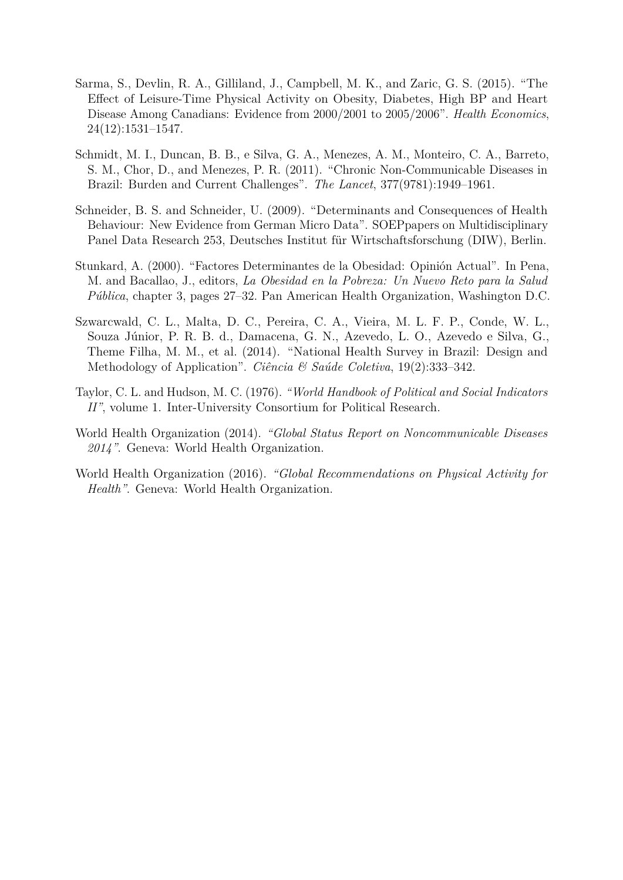Sarma, S., Devlin, R. A., Gilliland, J., Campbell, M. K., and Zaric, G. S. (2015). "The Effect of Leisure-Time Physical Activity on Obesity, Diabetes, High BP and Heart Disease Among Canadians: Evidence from 2000/2001 to 2005/2006". *Health Economics*, 24(12):1531–1547.

Schmidt, M. I., Duncan, B. B., e Silva, G. A., Menezes, A. M., Monteiro, C. A., Barreto, S. M., Chor, D., and Menezes, P. R. (2011). "Chronic Non-Communicable Diseases in Brazil: Burden and Current Challenges". *The Lancet*, 377(9781):1949–1961.

Schneider, B. S. and Schneider, U. (2009). "Determinants and Consequences of Health Behaviour: New Evidence from German Micro Data". SOEPpapers on Multidisciplinary Panel Data Research 253, Deutsches Institut für Wirtschaftsforschung (DIW), Berlin.

Stunkard, A. (2000). "Factores Determinantes de la Obesidad: Opinión Actual". In Pena, M. and Bacallao, J., editors, *La Obesidad en la Pobreza: Un Nuevo Reto para la Salud Pública*, chapter 3, pages 27–32. Pan American Health Organization, Washington D.C.

Szwarcwald, C. L., Malta, D. C., Pereira, C. A., Vieira, M. L. F. P., Conde, W. L., Souza Júnior, P. R. B. d., Damacena, G. N., Azevedo, L. O., Azevedo e Silva, G., Theme Filha, M. M., et al. (2014). "National Health Survey in Brazil: Design and Methodology of Application". *Ciência & Saúde Coletiva*, 19(2):333–342.

Taylor, C. L. and Hudson, M. C. (1976). *"World Handbook of Political and Social Indicators II"*, volume 1. Inter-University Consortium for Political Research.

World Health Organization (2014). *"Global Status Report on Noncommunicable Diseases 2014"*. Geneva: World Health Organization.

World Health Organization (2016). *"Global Recommendations on Physical Activity for Health"*. Geneva: World Health Organization.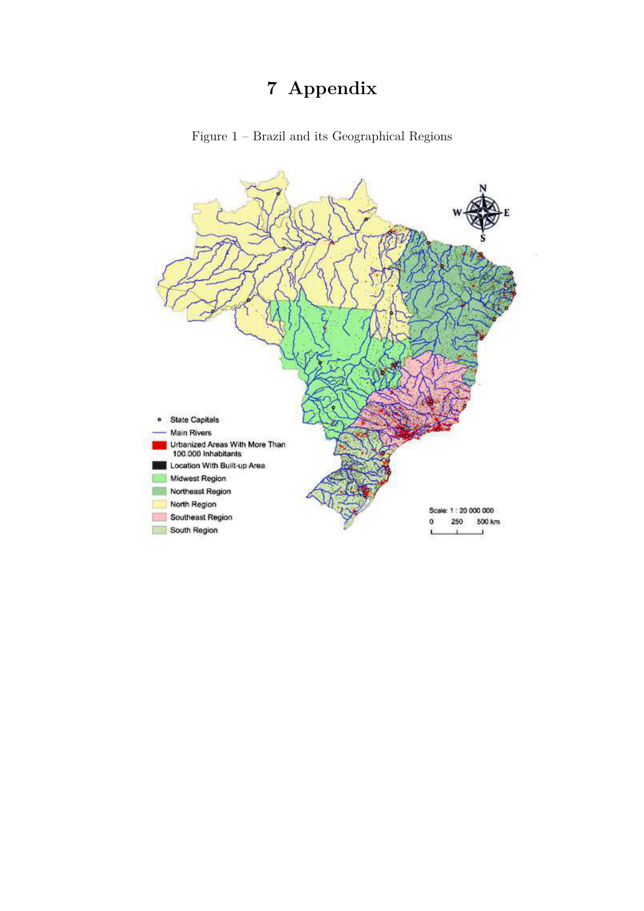# 7 Appendix

Figure 1 – Brazil and its Geographical Regions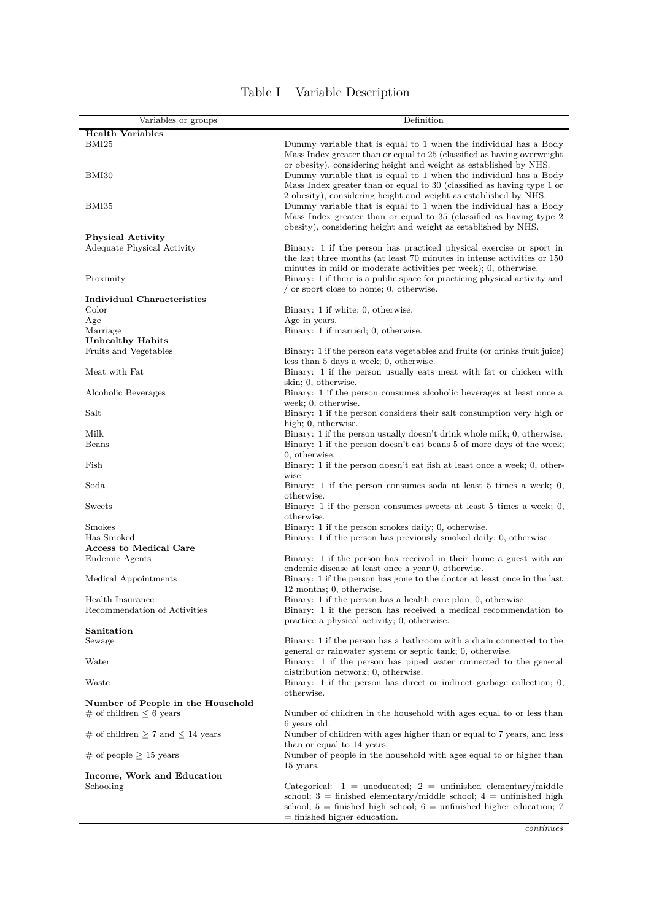# Table I – Variable Description

| Variables or groups | Definition |
|---|---|
| **Health Variables** | |
| BMI25 | Dummy variable that is equal to 1 when the individual has a Body Mass Index greater than or equal to 25 (classified as having overweight or obesity), considering height and weight as established by NHS. |
| BMI30 | Dummy variable that is equal to 1 when the individual has a Body Mass Index greater than or equal to 30 (classified as having type 1 or 2 obesity), considering height and weight as established by NHS. |
| BMI35 | Dummy variable that is equal to 1 when the individual has a Body Mass Index greater than or equal to 35 (classified as having type 2 obesity), considering height and weight as established by NHS. |
| **Physical Activity** | |
| Adequate Physical Activity | Binary: 1 if the person has practiced physical exercise or sport in the last three months (at least 70 minutes in intense activities or 150 minutes in mild or moderate activities per week); 0, otherwise. |
| Proximity | Binary: 1 if there is a public space for practicing physical activity and / or sport close to home; 0, otherwise. |
| **Individual Characteristics** | |
| Color | Binary: 1 if white; 0, otherwise. |
| Age | Age in years. |
| Marriage | Binary: 1 if married; 0, otherwise. |
| **Unhealthy Habits** | |
| Fruits and Vegetables | Binary: 1 if the person eats vegetables and fruits (or drinks fruit juice) less than 5 days a week; 0, otherwise. |
| Meat with Fat | Binary: 1 if the person usually eats meat with fat or chicken with skin; 0, otherwise. |
| Alcoholic Beverages | Binary: 1 if the person consumes alcoholic beverages at least once a week; 0, otherwise. |
| Salt | Binary: 1 if the person considers their salt consumption very high or high; 0, otherwise. |
| Milk | Binary: 1 if the person usually doesn't drink whole milk; 0, otherwise. |
| Beans | Binary: 1 if the person doesn't eat beans 5 of more days of the week; 0, otherwise. |
| Fish | Binary: 1 if the person doesn't eat fish at least once a week; 0, otherwise. |
| Soda | Binary: 1 if the person consumes soda at least 5 times a week; 0, otherwise. |
| Sweets | Binary: 1 if the person consumes sweets at least 5 times a week; 0, otherwise. |
| Smokes | Binary: 1 if the person smokes daily; 0, otherwise. |
| Has Smoked | Binary: 1 if the person has previously smoked daily; 0, otherwise. |
| **Access to Medical Care** | |
| Endemic Agents | Binary: 1 if the person has received in their home a guest with an endemic disease at least once a year 0, otherwise. |
| Medical Appointments | Binary: 1 if the person has gone to the doctor at least once in the last 12 months; 0, otherwise. |
| Health Insurance | Binary: 1 if the person has a health care plan; 0, otherwise. |
| Recommendation of Activities | Binary: 1 if the person has received a medical recommendation to practice a physical activity; 0, otherwise. |
| **Sanitation** | |
| Sewage | Binary: 1 if the person has a bathroom with a drain connected to the general or rainwater system or septic tank; 0, otherwise. |
| Water | Binary: 1 if the person has piped water connected to the general distribution network; 0, otherwise. |
| Waste | Binary: 1 if the person has direct or indirect garbage collection; 0, otherwise. |
| **Number of People in the Household** | |
| # of children $\leq 6$ years | Number of children in the household with ages equal to or less than 6 years old. |
| # of children $\geq 7$ and $\leq 14$ years | Number of children with ages higher than or equal to 7 years, and less than or equal to 14 years. |
| # of people $\geq 15$ years | Number of people in the household with ages equal to or higher than 15 years. |
| **Income, Work and Education** | |
| Schooling | Categorical: 1 = uneducated; 2 = unfinished elementary/middle school; 3 = finished elementary/middle school; 4 = unfinished high school; 5 = finished high school; 6 = unfinished higher education; 7 = finished higher education. |

*continues*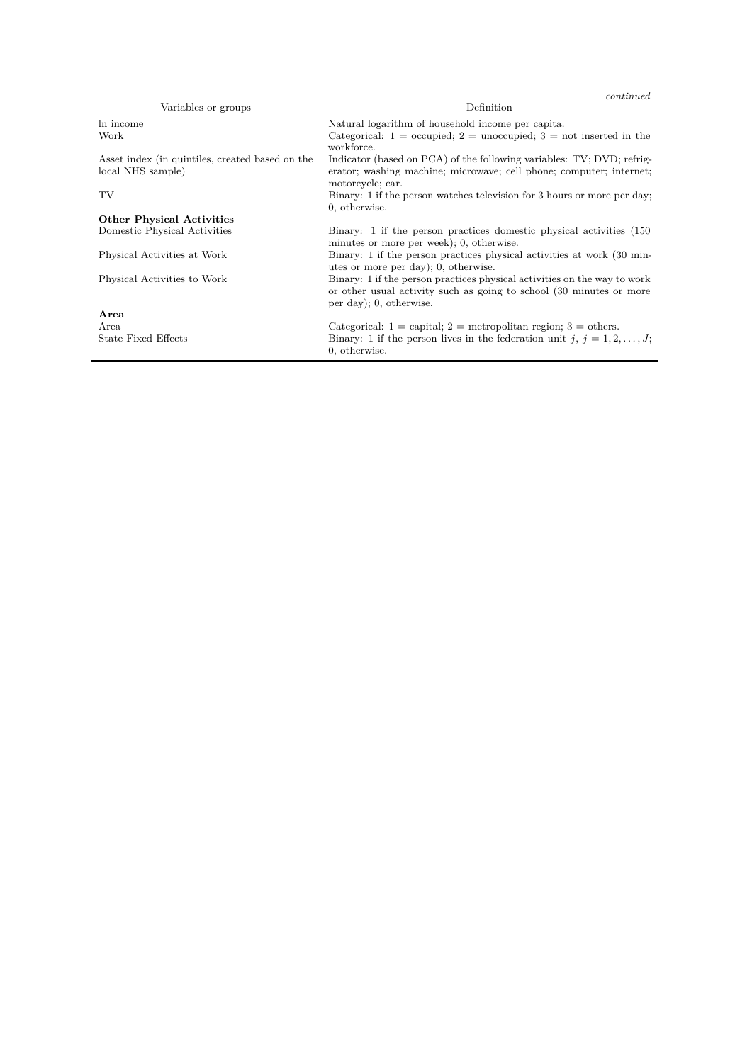*continued*

| Variables or groups | Definition |
|---|---|
| ln income | Natural logarithm of household income per capita. |
| Work | Categorical: 1 = occupied; 2 = unoccupied; 3 = not inserted in the workforce. |
| Asset index (in quintiles, created based on the local NHS sample) | Indicator (based on PCA) of the following variables: TV; DVD; refrigerator; washing machine; microwave; cell phone; computer; internet; motorcycle; car. |
| TV | Binary: 1 if the person watches television for 3 hours or more per day; 0, otherwise. |
| **Other Physical Activities** | |
| Domestic Physical Activities | Binary: 1 if the person practices domestic physical activities (150 minutes or more per week); 0, otherwise. |
| Physical Activities at Work | Binary: 1 if the person practices physical activities at work (30 minutes or more per day); 0, otherwise. |
| Physical Activities to Work | Binary: 1 if the person practices physical activities on the way to work or other usual activity such as going to school (30 minutes or more per day); 0, otherwise. |
| **Area** | |
| Area | Categorical: 1 = capital; 2 = metropolitan region; 3 = others. |
| State Fixed Effects | Binary: 1 if the person lives in the federation unit $j$, $j = 1, 2, \ldots, J$; 0, otherwise. |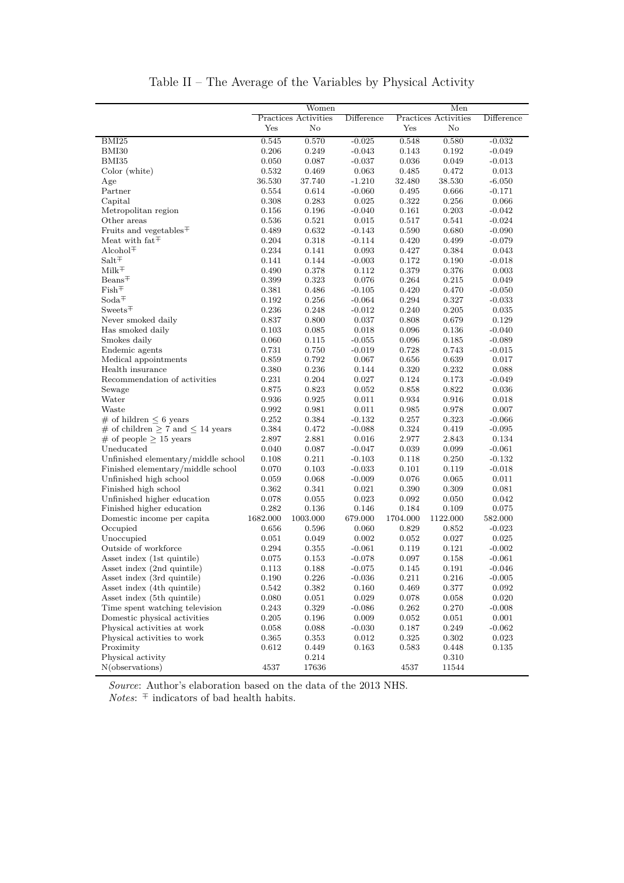# Table II – The Average of the Variables by Physical Activity

| | Women | | | Men | | |
|---|---|---|---|---|---|---|
| | Practices Activities | | Difference | Practices Activities | | Difference |
| | Yes | No | | Yes | No | |
| BMI25 | 0.545 | 0.570 | -0.025 | 0.548 | 0.580 | -0.032 |
| BMI30 | 0.206 | 0.249 | -0.043 | 0.143 | 0.192 | -0.049 |
| BMI35 | 0.050 | 0.087 | -0.037 | 0.036 | 0.049 | -0.013 |
| Color (white) | 0.532 | 0.469 | 0.063 | 0.485 | 0.472 | 0.013 |
| Age | 36.530 | 37.740 | -1.210 | 32.480 | 38.530 | -6.050 |
| Partner | 0.554 | 0.614 | -0.060 | 0.495 | 0.666 | -0.171 |
| Capital | 0.308 | 0.283 | 0.025 | 0.322 | 0.256 | 0.066 |
| Metropolitan region | 0.156 | 0.196 | -0.040 | 0.161 | 0.203 | -0.042 |
| Other areas | 0.536 | 0.521 | 0.015 | 0.517 | 0.541 | -0.024 |
| Fruits and vegetables$^{\mp}$ | 0.489 | 0.632 | -0.143 | 0.590 | 0.680 | -0.090 |
| Meat with fat$^{\mp}$ | 0.204 | 0.318 | -0.114 | 0.420 | 0.499 | -0.079 |
| Alcohol$^{\mp}$ | 0.234 | 0.141 | 0.093 | 0.427 | 0.384 | 0.043 |
| Salt$^{\mp}$ | 0.141 | 0.144 | -0.003 | 0.172 | 0.190 | -0.018 |
| Milk$^{\mp}$ | 0.490 | 0.378 | 0.112 | 0.379 | 0.376 | 0.003 |
| Beans$^{\mp}$ | 0.399 | 0.323 | 0.076 | 0.264 | 0.215 | 0.049 |
| Fish$^{\mp}$ | 0.381 | 0.486 | -0.105 | 0.420 | 0.470 | -0.050 |
| Soda$^{\mp}$ | 0.192 | 0.256 | -0.064 | 0.294 | 0.327 | -0.033 |
| Sweets$^{\mp}$ | 0.236 | 0.248 | -0.012 | 0.240 | 0.205 | 0.035 |
| Never smoked daily | 0.837 | 0.800 | 0.037 | 0.808 | 0.679 | 0.129 |
| Has smoked daily | 0.103 | 0.085 | 0.018 | 0.096 | 0.136 | -0.040 |
| Smokes daily | 0.060 | 0.115 | -0.055 | 0.096 | 0.185 | -0.089 |
| Endemic agents | 0.731 | 0.750 | -0.019 | 0.728 | 0.743 | -0.015 |
| Medical appointments | 0.859 | 0.792 | 0.067 | 0.656 | 0.639 | 0.017 |
| Health insurance | 0.380 | 0.236 | 0.144 | 0.320 | 0.232 | 0.088 |
| Recommendation of activities | 0.231 | 0.204 | 0.027 | 0.124 | 0.173 | -0.049 |
| Sewage | 0.875 | 0.823 | 0.052 | 0.858 | 0.822 | 0.036 |
| Water | 0.936 | 0.925 | 0.011 | 0.934 | 0.916 | 0.018 |
| Waste | 0.992 | 0.981 | 0.011 | 0.985 | 0.978 | 0.007 |
| # of hildren $\leq$ 6 years | 0.252 | 0.384 | -0.132 | 0.257 | 0.323 | -0.066 |
| # of children $\geq$ 7 and $\leq$ 14 years | 0.384 | 0.472 | -0.088 | 0.324 | 0.419 | -0.095 |
| # of people $\geq$ 15 years | 2.897 | 2.881 | 0.016 | 2.977 | 2.843 | 0.134 |
| Uneducated | 0.040 | 0.087 | -0.047 | 0.039 | 0.099 | -0.061 |
| Unfinished elementary/middle school | 0.108 | 0.211 | -0.103 | 0.118 | 0.250 | -0.132 |
| Finished elementary/middle school | 0.070 | 0.103 | -0.033 | 0.101 | 0.119 | -0.018 |
| Unfinished high school | 0.059 | 0.068 | -0.009 | 0.076 | 0.065 | 0.011 |
| Finished high school | 0.362 | 0.341 | 0.021 | 0.390 | 0.309 | 0.081 |
| Unfinished higher education | 0.078 | 0.055 | 0.023 | 0.092 | 0.050 | 0.042 |
| Finished higher education | 0.282 | 0.136 | 0.146 | 0.184 | 0.109 | 0.075 |
| Domestic income per capita | 1682.000 | 1003.000 | 679.000 | 1704.000 | 1122.000 | 582.000 |
| Occupied | 0.656 | 0.596 | 0.060 | 0.829 | 0.852 | -0.023 |
| Unoccupied | 0.051 | 0.049 | 0.002 | 0.052 | 0.027 | 0.025 |
| Outside of workforce | 0.294 | 0.355 | -0.061 | 0.119 | 0.121 | -0.002 |
| Asset index (1st quintile) | 0.075 | 0.153 | -0.078 | 0.097 | 0.158 | -0.061 |
| Asset index (2nd quintile) | 0.113 | 0.188 | -0.075 | 0.145 | 0.191 | -0.046 |
| Asset index (3rd quintile) | 0.190 | 0.226 | -0.036 | 0.211 | 0.216 | -0.005 |
| Asset index (4th quintile) | 0.542 | 0.382 | 0.160 | 0.469 | 0.377 | 0.092 |
| Asset index (5th quintile) | 0.080 | 0.051 | 0.029 | 0.078 | 0.058 | 0.020 |
| Time spent watching television | 0.243 | 0.329 | -0.086 | 0.262 | 0.270 | -0.008 |
| Domestic physical activities | 0.205 | 0.196 | 0.009 | 0.052 | 0.051 | 0.001 |
| Physical activities at work | 0.058 | 0.088 | -0.030 | 0.187 | 0.249 | -0.062 |
| Physical activities to work | 0.365 | 0.353 | 0.012 | 0.325 | 0.302 | 0.023 |
| Proximity | 0.612 | 0.449 | 0.163 | 0.583 | 0.448 | 0.135 |
| Physical activity | | 0.214 | | | 0.310 | |
| N(observations) | 4537 | 17636 | | 4537 | 11544 | |

*Source*: Author's elaboration based on the data of the 2013 NHS.
*Notes*: $\mp$ indicators of bad health habits.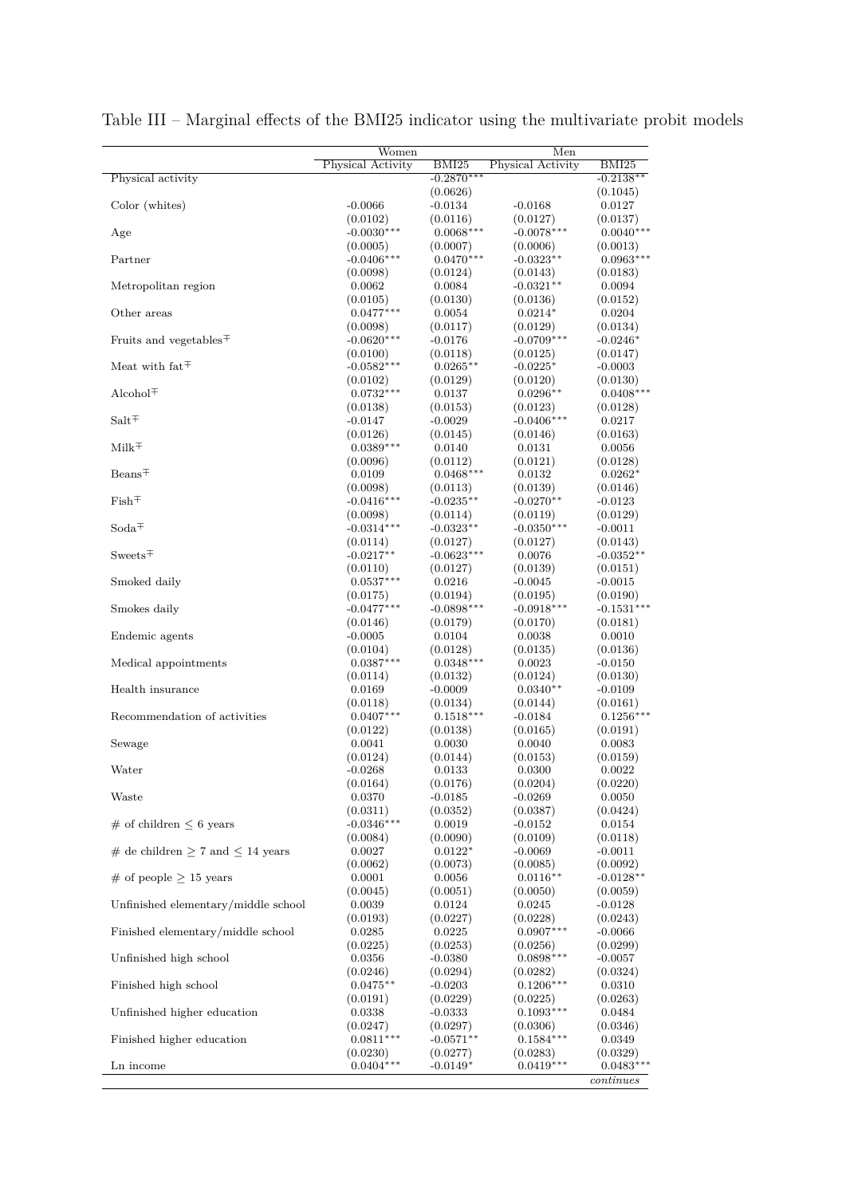Table III – Marginal effects of the BMI25 indicator using the multivariate probit models

| | Women | | Men | |
|---|---|---|---|---|
| | Physical Activity | BMI25 | Physical Activity | BMI25 |
| Physical activity | | -0.2870*** | | -0.2138** |
| | | (0.0626) | | (0.1045) |
| Color (whites) | -0.0066 | -0.0134 | -0.0168 | 0.0127 |
| | (0.0102) | (0.0116) | (0.0127) | (0.0137) |
| Age | -0.0030*** | 0.0068*** | -0.0078*** | 0.0040*** |
| | (0.0005) | (0.0007) | (0.0006) | (0.0013) |
| Partner | -0.0406*** | 0.0470*** | -0.0323** | 0.0963*** |
| | (0.0098) | (0.0124) | (0.0143) | (0.0183) |
| Metropolitan region | 0.0062 | 0.0084 | -0.0321** | 0.0094 |
| | (0.0105) | (0.0130) | (0.0136) | (0.0152) |
| Other areas | 0.0477*** | 0.0054 | 0.0214* | 0.0204 |
| | (0.0098) | (0.0117) | (0.0129) | (0.0134) |
| Fruits and vegetables∓ | -0.0620*** | -0.0176 | -0.0709*** | -0.0246* |
| | (0.0100) | (0.0118) | (0.0125) | (0.0147) |
| Meat with fat∓ | -0.0582*** | 0.0265** | -0.0225* | -0.0003 |
| | (0.0102) | (0.0129) | (0.0120) | (0.0130) |
| Alcohol∓ | 0.0732*** | 0.0137 | 0.0296** | 0.0408*** |
| | (0.0138) | (0.0153) | (0.0123) | (0.0128) |
| Salt∓ | -0.0147 | -0.0029 | -0.0406*** | 0.0217 |
| | (0.0126) | (0.0145) | (0.0146) | (0.0163) |
| Milk∓ | 0.0389*** | 0.0140 | 0.0131 | 0.0056 |
| | (0.0096) | (0.0112) | (0.0121) | (0.0128) |
| Beans∓ | 0.0109 | 0.0468*** | 0.0132 | 0.0262* |
| | (0.0098) | (0.0113) | (0.0139) | (0.0146) |
| Fish∓ | -0.0416*** | -0.0235** | -0.0270** | -0.0123 |
| | (0.0098) | (0.0114) | (0.0119) | (0.0129) |
| Soda∓ | -0.0314*** | -0.0323** | -0.0350*** | -0.0011 |
| | (0.0114) | (0.0127) | (0.0127) | (0.0143) |
| Sweets∓ | -0.0217** | -0.0623*** | 0.0076 | -0.0352** |
| | (0.0110) | (0.0127) | (0.0139) | (0.0151) |
| Smoked daily | 0.0537*** | 0.0216 | -0.0045 | -0.0015 |
| | (0.0175) | (0.0194) | (0.0195) | (0.0190) |
| Smokes daily | -0.0477*** | -0.0898*** | -0.0918*** | -0.1531*** |
| | (0.0146) | (0.0179) | (0.0170) | (0.0181) |
| Endemic agents | -0.0005 | 0.0104 | 0.0038 | 0.0010 |
| | (0.0104) | (0.0128) | (0.0135) | (0.0136) |
| Medical appointments | 0.0387*** | 0.0348*** | 0.0023 | -0.0150 |
| | (0.0114) | (0.0132) | (0.0124) | (0.0130) |
| Health insurance | 0.0169 | -0.0009 | 0.0340** | -0.0109 |
| | (0.0118) | (0.0134) | (0.0144) | (0.0161) |
| Recommendation of activities | 0.0407*** | 0.1518*** | -0.0184 | 0.1256*** |
| | (0.0122) | (0.0138) | (0.0165) | (0.0191) |
| Sewage | 0.0041 | 0.0030 | 0.0040 | 0.0083 |
| | (0.0124) | (0.0144) | (0.0153) | (0.0159) |
| Water | -0.0268 | 0.0133 | 0.0300 | 0.0022 |
| | (0.0164) | (0.0176) | (0.0204) | (0.0220) |
| Waste | 0.0370 | -0.0185 | -0.0269 | 0.0050 |
| | (0.0311) | (0.0352) | (0.0387) | (0.0424) |
| # of children $\leq$ 6 years | -0.0346*** | 0.0019 | -0.0152 | 0.0154 |
| | (0.0084) | (0.0090) | (0.0109) | (0.0118) |
| # de children $\geq$ 7 and $\leq$ 14 years | 0.0027 | 0.0122* | -0.0069 | -0.0011 |
| | (0.0062) | (0.0073) | (0.0085) | (0.0092) |
| # of people $\geq$ 15 years | 0.0001 | 0.0056 | 0.0116** | -0.0128** |
| | (0.0045) | (0.0051) | (0.0050) | (0.0059) |
| Unfinished elementary/middle school | 0.0039 | 0.0124 | 0.0245 | -0.0128 |
| | (0.0193) | (0.0227) | (0.0228) | (0.0243) |
| Finished elementary/middle school | 0.0285 | 0.0225 | 0.0907*** | -0.0066 |
| | (0.0225) | (0.0253) | (0.0256) | (0.0299) |
| Unfinished high school | 0.0356 | -0.0380 | 0.0898*** | -0.0057 |
| | (0.0246) | (0.0294) | (0.0282) | (0.0324) |
| Finished high school | 0.0475** | -0.0203 | 0.1206*** | 0.0310 |
| | (0.0191) | (0.0229) | (0.0225) | (0.0263) |
| Unfinished higher education | 0.0338 | -0.0333 | 0.1093*** | 0.0484 |
| | (0.0247) | (0.0297) | (0.0306) | (0.0346) |
| Finished higher education | 0.0811*** | -0.0571** | 0.1584*** | 0.0349 |
| | (0.0230) | (0.0277) | (0.0283) | (0.0329) |
| Ln income | 0.0404*** | -0.0149* | 0.0419*** | 0.0483*** |

*continues*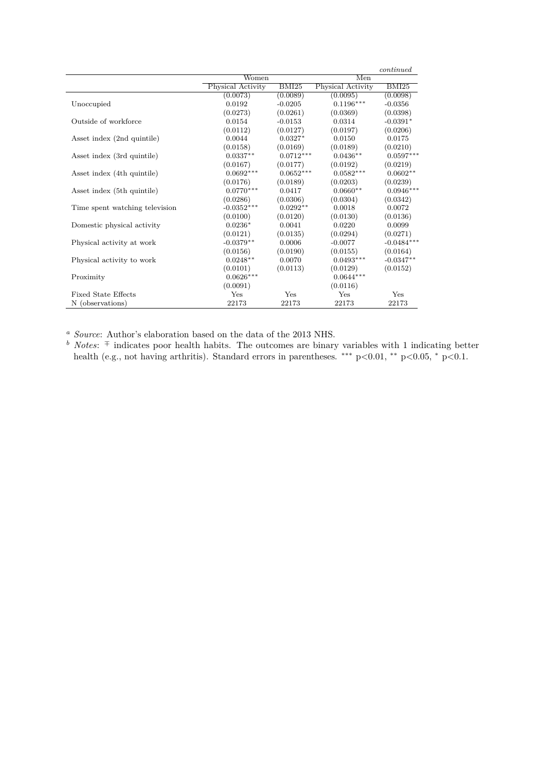*continued*

| | Women | | Men | |
|---|---|---|---|---|
| | Physical Activity | BMI25 | Physical Activity | BMI25 |
| | (0.0073) | (0.0089) | (0.0095) | (0.0098) |
| Unoccupied | 0.0192 | -0.0205 | 0.1196*** | -0.0356 |
| | (0.0273) | (0.0261) | (0.0369) | (0.0398) |
| Outside of workforce | 0.0154 | -0.0153 | 0.0314 | -0.0391* |
| | (0.0112) | (0.0127) | (0.0197) | (0.0206) |
| Asset index (2nd quintile) | 0.0044 | 0.0327* | 0.0150 | 0.0175 |
| | (0.0158) | (0.0169) | (0.0189) | (0.0210) |
| Asset index (3rd quintile) | 0.0337** | 0.0712*** | 0.0436** | 0.0597*** |
| | (0.0167) | (0.0177) | (0.0192) | (0.0219) |
| Asset index (4th quintile) | 0.0692*** | 0.0652*** | 0.0582*** | 0.0602** |
| | (0.0176) | (0.0189) | (0.0203) | (0.0239) |
| Asset index (5th quintile) | 0.0770*** | 0.0417 | 0.0660** | 0.0946*** |
| | (0.0286) | (0.0306) | (0.0304) | (0.0342) |
| Time spent watching television | -0.0352*** | 0.0292** | 0.0018 | 0.0072 |
| | (0.0100) | (0.0120) | (0.0130) | (0.0136) |
| Domestic physical activity | 0.0236* | 0.0041 | 0.0220 | 0.0099 |
| | (0.0121) | (0.0135) | (0.0294) | (0.0271) |
| Physical activity at work | -0.0379** | 0.0006 | -0.0077 | -0.0484*** |
| | (0.0156) | (0.0190) | (0.0155) | (0.0164) |
| Physical activity to work | 0.0248** | 0.0070 | 0.0493*** | -0.0347** |
| | (0.0101) | (0.0113) | (0.0129) | (0.0152) |
| Proximity | 0.0626*** | | 0.0644*** | |
| | (0.0091) | | (0.0116) | |
| Fixed State Effects | Yes | Yes | Yes | Yes |
| N (observations) | 22173 | 22173 | 22173 | 22173 |

[a] *Source*: Author's elaboration based on the data of the 2013 NHS.

[b] *Notes*: ∓ indicates poor health habits. The outcomes are binary variables with 1 indicating better health (e.g., not having arthritis). Standard errors in parentheses. *** $p<0.01$, ** $p<0.05$, * $p<0.1$.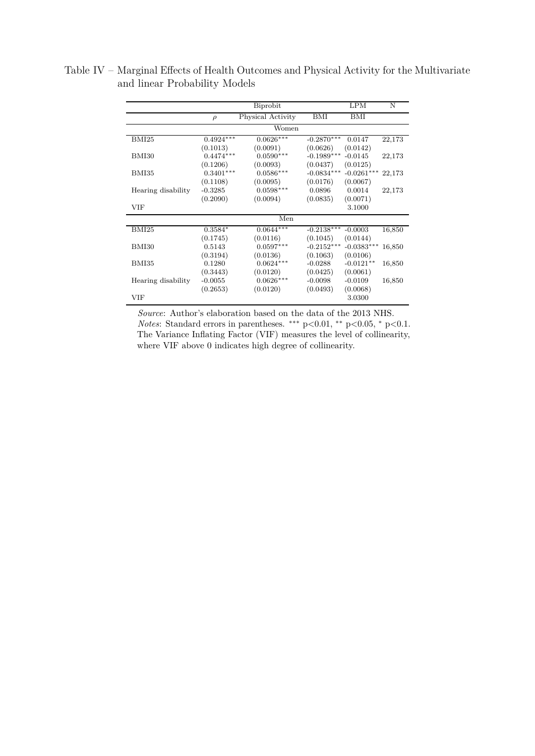Table IV – Marginal Effects of Health Outcomes and Physical Activity for the Multivariate and linear Probability Models

| | Biprobit | | | LPM | N |
|---|---|---|---|---|---|
| | $\rho$ | Physical Activity | BMI | BMI | |
| | | Women | | | |
| BMI25 | 0.4924*** | 0.0626*** | -0.2870*** | 0.0147 | 22,173 |
| | (0.1013) | (0.0091) | (0.0626) | (0.0142) | |
| BMI30 | 0.4474*** | 0.0590*** | -0.1989*** | -0.0145 | 22,173 |
| | (0.1206) | (0.0093) | (0.0437) | (0.0125) | |
| BMI35 | 0.3401*** | 0.0586*** | -0.0834*** | -0.0261*** | 22,173 |
| | (0.1108) | (0.0095) | (0.0176) | (0.0067) | |
| Hearing disability | -0.3285 | 0.0598*** | 0.0896 | 0.0014 | 22,173 |
| | (0.2090) | (0.0094) | (0.0835) | (0.0071) | |
| VIF | | | | 3.1000 | |
| | | Men | | | |
| BMI25 | 0.3584* | 0.0644*** | -0.2138*** | -0.0003 | 16,850 |
| | (0.1745) | (0.0116) | (0.1045) | (0.0144) | |
| BMI30 | 0.5143 | 0.0597*** | -0.2152*** | -0.0383*** | 16,850 |
| | (0.3194) | (0.0136) | (0.1063) | (0.0106) | |
| BMI35 | 0.1280 | 0.0624*** | -0.0288 | -0.0121** | 16,850 |
| | (0.3443) | (0.0120) | (0.0425) | (0.0061) | |
| Hearing disability | -0.0055 | 0.0626*** | -0.0098 | -0.0109 | 16,850 |
| | (0.2653) | (0.0120) | (0.0493) | (0.0068) | |
| VIF | | | | 3.0300 | |

*Source*: Author's elaboration based on the data of the 2013 NHS.
*Notes*: Standard errors in parentheses. *** p<0.01, ** p<0.05, * p<0.1. The Variance Inflating Factor (VIF) measures the level of collinearity, where VIF above 0 indicates high degree of collinearity.